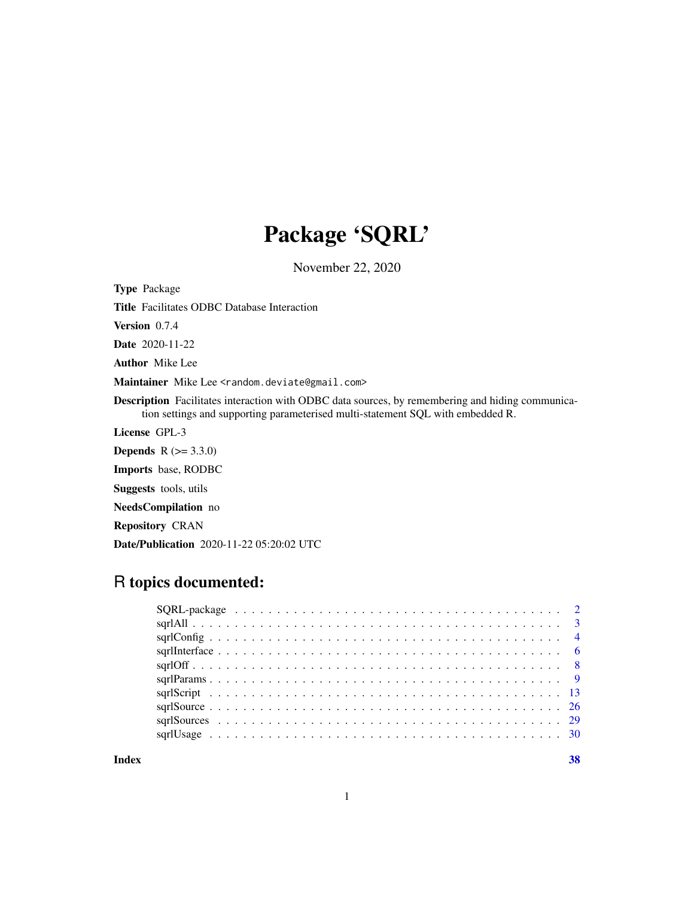# Package 'SQRL'

November 22, 2020

**Type** Package

**Title** Facilitates ODBC Database Interaction

**Version** 0.7.4

**Date** 2020-11-22

**Author** Mike Lee

**Maintainer** Mike Lee <random.deviate@gmail.com>

**Description** Facilitates interaction with ODBC data sources, by remembering and hiding communication settings and supporting parameterised multi-statement SQL with embedded R.

**License** GPL-3

**Depends** R (>= 3.3.0)

**Imports** base, RODBC

**Suggests** tools, utils

**NeedsCompilation** no

**Repository** CRAN

**Date/Publication** 2020-11-22 05:20:02 UTC

## R topics documented:

| | |
|---|---|
| SQRL-package | 2 |
| sqrlAll | 3 |
| sqrlConfig | 4 |
| sqrlInterface | 6 |
| sqrlOff | 8 |
| sqrlParams | 9 |
| sqrlScript | 13 |
| sqrlSource | 26 |
| sqrlSources | 29 |
| sqrlUsage | 30 |
| **Index** | **38** |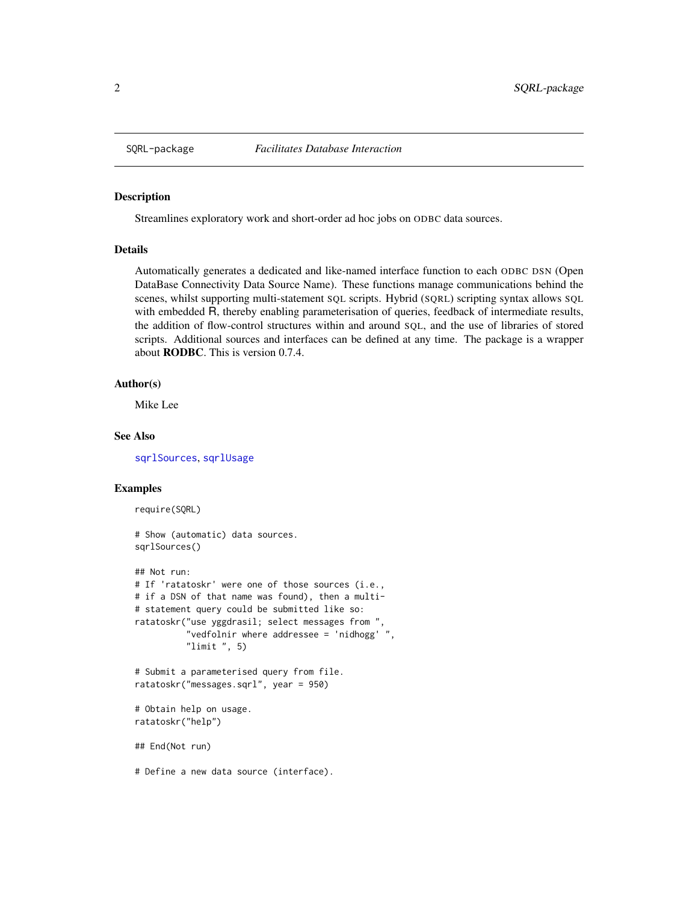SQRL-package *Facilitates Database Interaction*

## Description

Streamlines exploratory work and short-order ad hoc jobs on ODBC data sources.

## Details

Automatically generates a dedicated and like-named interface function to each ODBC DSN (Open DataBase Connectivity Data Source Name). These functions manage communications behind the scenes, whilst supporting multi-statement SQL scripts. Hybrid (SQRL) scripting syntax allows SQL with embedded R, thereby enabling parameterisation of queries, feedback of intermediate results, the addition of flow-control structures within and around SQL, and the use of libraries of stored scripts. Additional sources and interfaces can be defined at any time. The package is a wrapper about **RODBC**. This is version 0.7.4.

## Author(s)

Mike Lee

## See Also

sqrlSources, sqrlUsage

## Examples

```
require(SQRL)

# Show (automatic) data sources.
sqrlSources()

## Not run:
# If 'ratatoskr' were one of those sources (i.e.,
# if a DSN of that name was found), then a multi-
# statement query could be submitted like so:
ratatoskr("use yggdrasil; select messages from ",
          "vedfolnir where addressee = 'nidhogg' ",
          "limit ", 5)

# Submit a parameterised query from file.
ratatoskr("messages.sqrl", year = 950)

# Obtain help on usage.
ratatoskr("help")

## End(Not run)

# Define a new data source (interface).
```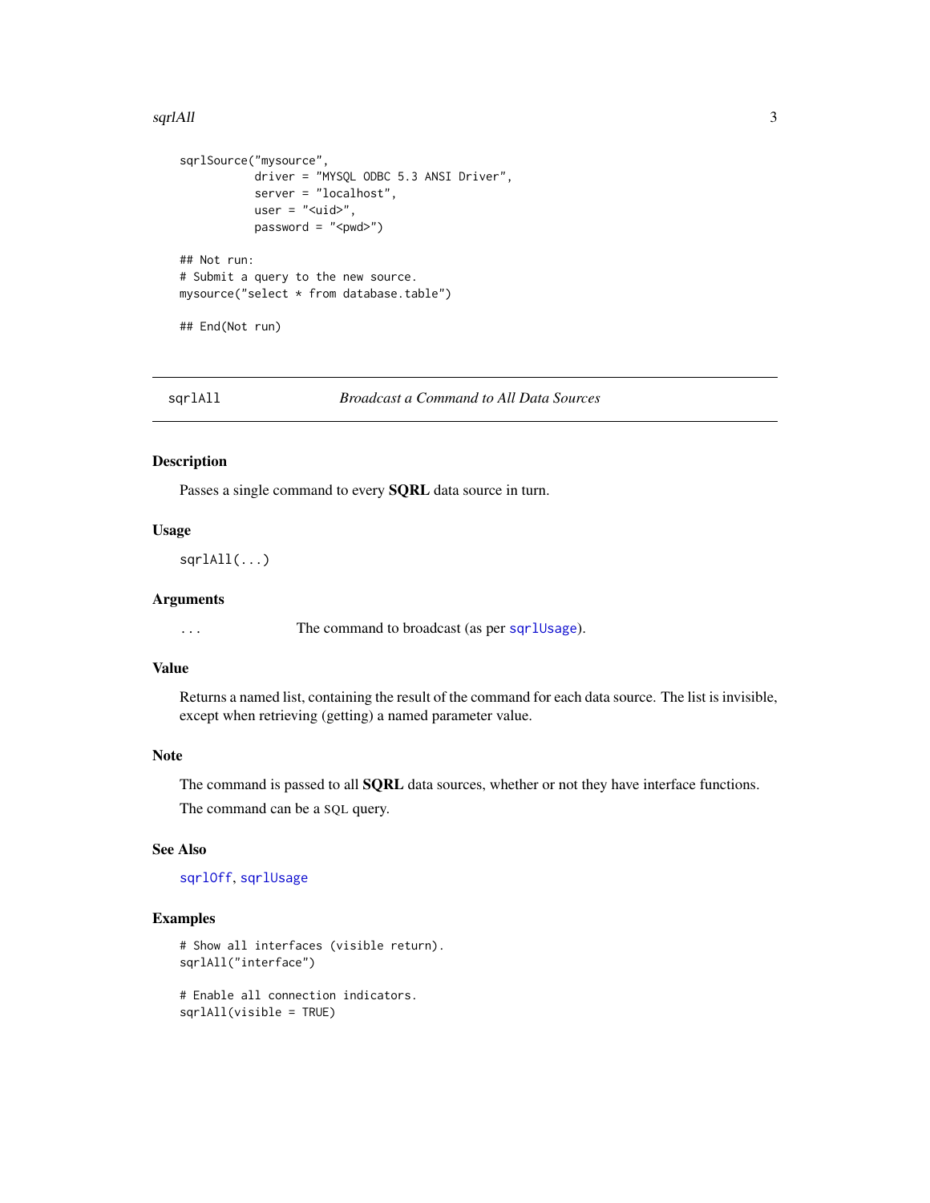```
sqrlSource("mysource",
           driver = "MYSQL ODBC 5.3 ANSI Driver",
           server = "localhost",
           user = "<uid>",
           password = "<pwd>")

## Not run:
# Submit a query to the new source.
mysource("select * from database.table")

## End(Not run)
```

---

## sqrlAll — *Broadcast a Command to All Data Sources*

### Description

Passes a single command to every **SQRL** data source in turn.

### Usage

```
sqrlAll(...)
```

### Arguments

| | |
|---|---|
| ... | The command to broadcast (as per `sqrlUsage`). |

### Value

Returns a named list, containing the result of the command for each data source. The list is invisible, except when retrieving (getting) a named parameter value.

### Note

The command is passed to all **SQRL** data sources, whether or not they have interface functions.

The command can be a SQL query.

### See Also

`sqrlOff`, `sqrlUsage`

### Examples

```
# Show all interfaces (visible return).
sqrlAll("interface")

# Enable all connection indicators.
sqrlAll(visible = TRUE)
```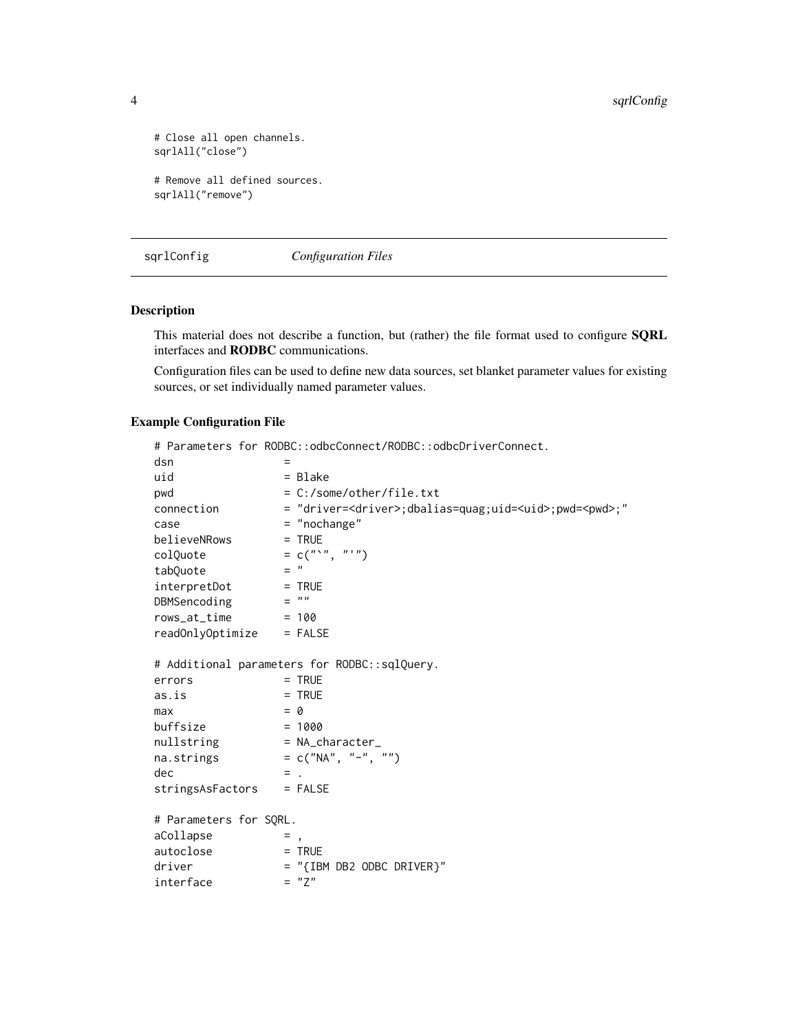```
# Close all open channels.
sqrlAll("close")

# Remove all defined sources.
sqrlAll("remove")
```

---

`sqrlConfig` *Configuration Files*

---

### Description

This material does not describe a function, but (rather) the file format used to configure **SQRL** interfaces and **RODBC** communications.

Configuration files can be used to define new data sources, set blanket parameter values for existing sources, or set individually named parameter values.

### Example Configuration File

```
# Parameters for RODBC::odbcConnect/RODBC::odbcDriverConnect.
dsn                 =
uid                 = Blake
pwd                 = C:/some/other/file.txt
connection          = "driver=<driver>;dbalias=quag;uid=<uid>;pwd=<pwd>;"
case                = "nochange"
believeNRows        = TRUE
colQuote            = c("`", "'")
tabQuote            = "
interpretDot        = TRUE
DBMSencoding        = ""
rows_at_time        = 100
readOnlyOptimize    = FALSE

# Additional parameters for RODBC::sqlQuery.
errors              = TRUE
as.is               = TRUE
max                 = 0
buffsize            = 1000
nullstring          = NA_character_
na.strings          = c("NA", "-", "")
dec                 = .
stringsAsFactors    = FALSE

# Parameters for SQRL.
aCollapse           = ,
autoclose           = TRUE
driver              = "{IBM DB2 ODBC DRIVER}"
interface           = "Z"
```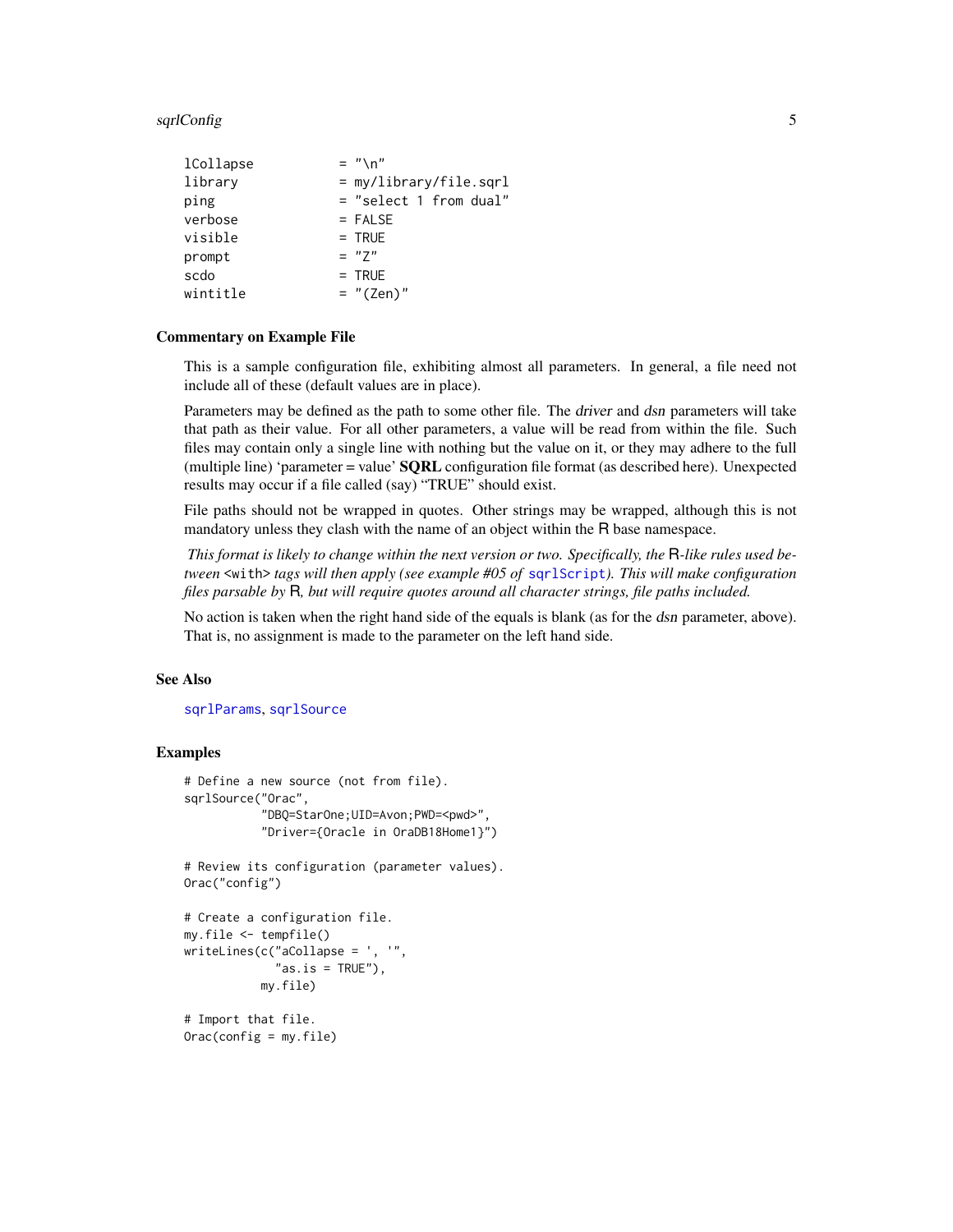```
lCollapse           = "\n"
library             = my/library/file.sqrl
ping                = "select 1 from dual"
verbose             = FALSE
visible             = TRUE
prompt              = "Z"
scdo                = TRUE
wintitle            = "(Zen)"
```

### Commentary on Example File

This is a sample configuration file, exhibiting almost all parameters. In general, a file need not include all of these (default values are in place).

Parameters may be defined as the path to some other file. The *driver* and *dsn* parameters will take that path as their value. For all other parameters, a value will be read from within the file. Such files may contain only a single line with nothing but the value on it, or they may adhere to the full (multiple line) 'parameter = value' **SQRL** configuration file format (as described here). Unexpected results may occur if a file called (say) "TRUE" should exist.

File paths should not be wrapped in quotes. Other strings may be wrapped, although this is not mandatory unless they clash with the name of an object within the R base namespace.

*This format is likely to change within the next version or two. Specifically, the R-like rules used between* `<with>` *tags will then apply (see example #05 of* `sqrlScript`*). This will make configuration files parsable by R, but will require quotes around all character strings, file paths included.*

No action is taken when the right hand side of the equals is blank (as for the *dsn* parameter, above). That is, no assignment is made to the parameter on the left hand side.

### See Also

`sqrlParams`, `sqrlSource`

### Examples

```
# Define a new source (not from file).
sqrlSource("Orac",
           "DBQ=StarOne;UID=Avon;PWD=<pwd>",
           "Driver={Oracle in OraDB18Home1}")

# Review its configuration (parameter values).
Orac("config")

# Create a configuration file.
my.file <- tempfile()
writeLines(c("aCollapse = ', '",
             "as.is = TRUE"),
           my.file)

# Import that file.
Orac(config = my.file)
```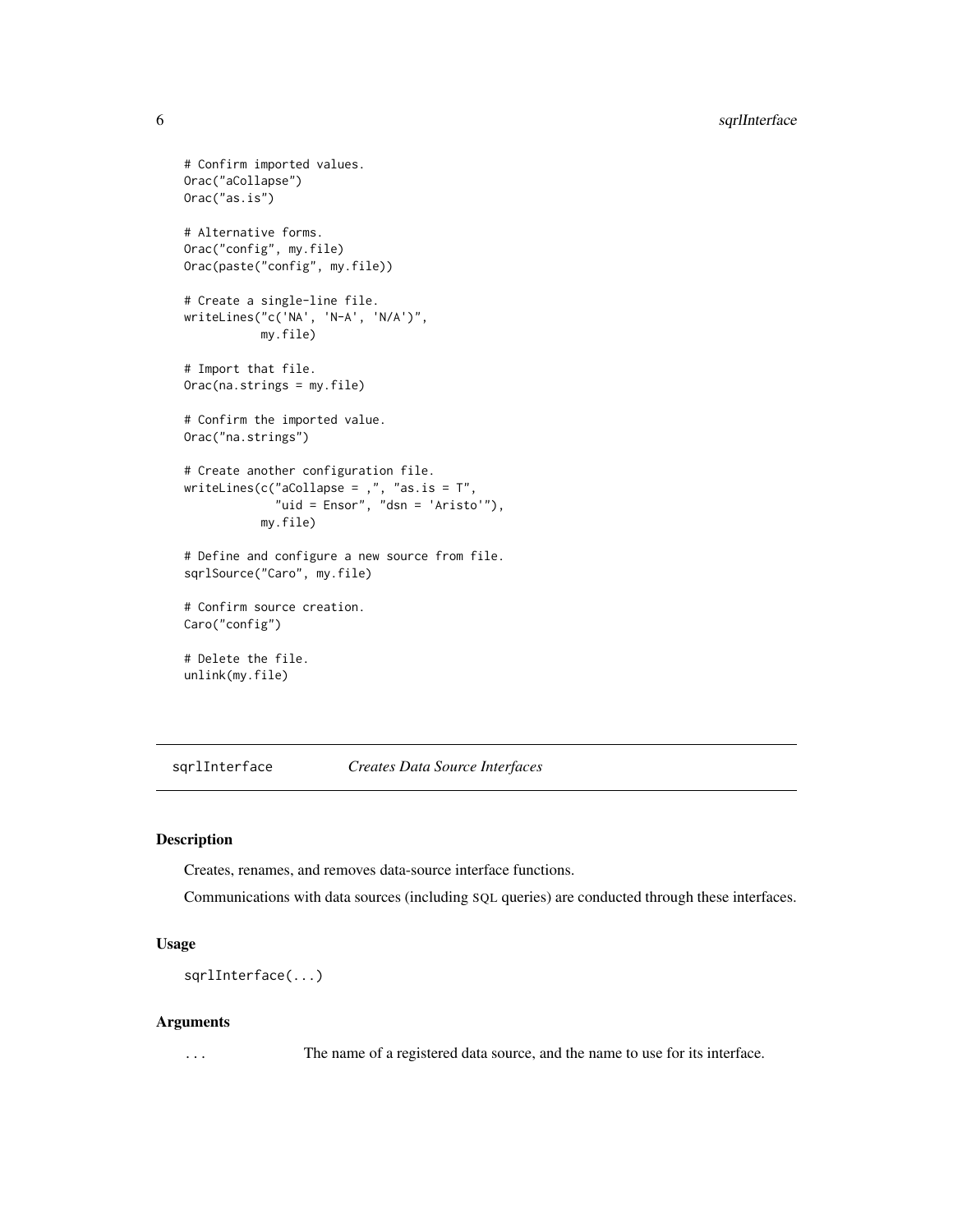```
# Confirm imported values.
Orac("aCollapse")
Orac("as.is")

# Alternative forms.
Orac("config", my.file)
Orac(paste("config", my.file))

# Create a single-line file.
writeLines("c('NA', 'N-A', 'N/A')",
           my.file)

# Import that file.
Orac(na.strings = my.file)

# Confirm the imported value.
Orac("na.strings")

# Create another configuration file.
writeLines(c("aCollapse = ,", "as.is = T",
             "uid = Ensor", "dsn = 'Aristo'"),
           my.file)

# Define and configure a new source from file.
sqrlSource("Caro", my.file)

# Confirm source creation.
Caro("config")

# Delete the file.
unlink(my.file)
```

---

`sqrlInterface` *Creates Data Source Interfaces*

---

## Description

Creates, renames, and removes data-source interface functions.

Communications with data sources (including SQL queries) are conducted through these interfaces.

## Usage

```
sqrlInterface(...)
```

## Arguments

`...` The name of a registered data source, and the name to use for its interface.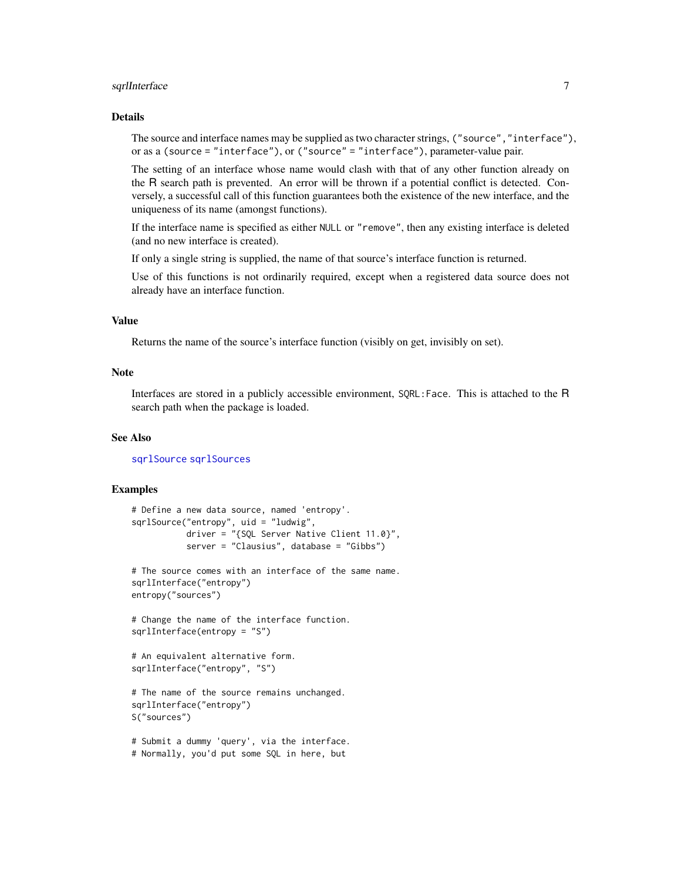## Details

The source and interface names may be supplied as two character strings, `("source","interface")`, or as a `(source = "interface")`, or `("source" = "interface")`, parameter-value pair.

The setting of an interface whose name would clash with that of any other function already on the R search path is prevented. An error will be thrown if a potential conflict is detected. Conversely, a successful call of this function guarantees both the existence of the new interface, and the uniqueness of its name (amongst functions).

If the interface name is specified as either `NULL` or `"remove"`, then any existing interface is deleted (and no new interface is created).

If only a single string is supplied, the name of that source's interface function is returned.

Use of this functions is not ordinarily required, except when a registered data source does not already have an interface function.

## Value

Returns the name of the source's interface function (visibly on get, invisibly on set).

## Note

Interfaces are stored in a publicly accessible environment, `SQRL:Face`. This is attached to the R search path when the package is loaded.

## See Also

sqrlSource sqrlSources

## Examples

```
# Define a new data source, named 'entropy'.
sqrlSource("entropy", uid = "ludwig",
           driver = "{SQL Server Native Client 11.0}",
           server = "Clausius", database = "Gibbs")

# The source comes with an interface of the same name.
sqrlInterface("entropy")
entropy("sources")

# Change the name of the interface function.
sqrlInterface(entropy = "S")

# An equivalent alternative form.
sqrlInterface("entropy", "S")

# The name of the source remains unchanged.
sqrlInterface("entropy")
S("sources")

# Submit a dummy 'query', via the interface.
# Normally, you'd put some SQL in here, but
```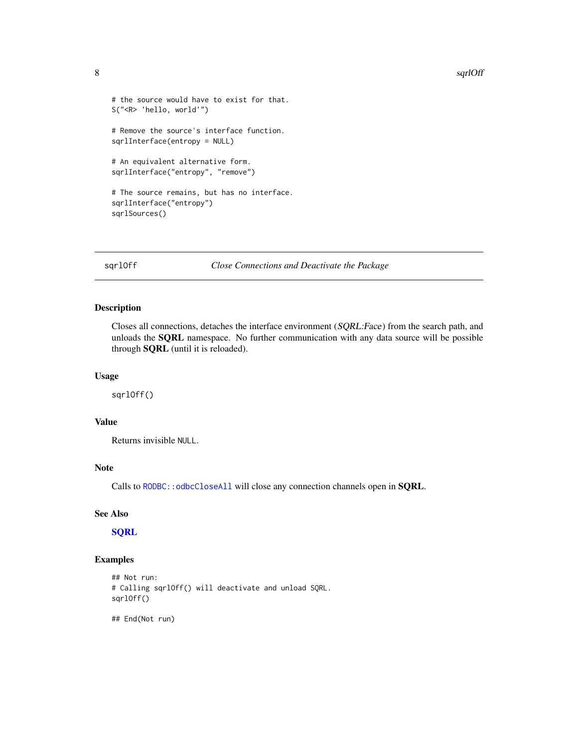```
# the source would have to exist for that.
S("<R> 'hello, world'")

# Remove the source's interface function.
sqrlInterface(entropy = NULL)

# An equivalent alternative form.
sqrlInterface("entropy", "remove")

# The source remains, but has no interface.
sqrlInterface("entropy")
sqrlSources()
```

---

## sqrlOff — *Close Connections and Deactivate the Package*

### Description

Closes all connections, detaches the interface environment (*SQRL:Face*) from the search path, and unloads the **SQRL** namespace. No further communication with any data source will be possible through **SQRL** (until it is reloaded).

### Usage

```
sqrlOff()
```

### Value

Returns invisible `NULL`.

### Note

Calls to `RODBC::odbcCloseAll` will close any connection channels open in **SQRL**.

### See Also

**SQRL**

### Examples

```
## Not run:
# Calling sqrlOff() will deactivate and unload SQRL.
sqrlOff()

## End(Not run)
```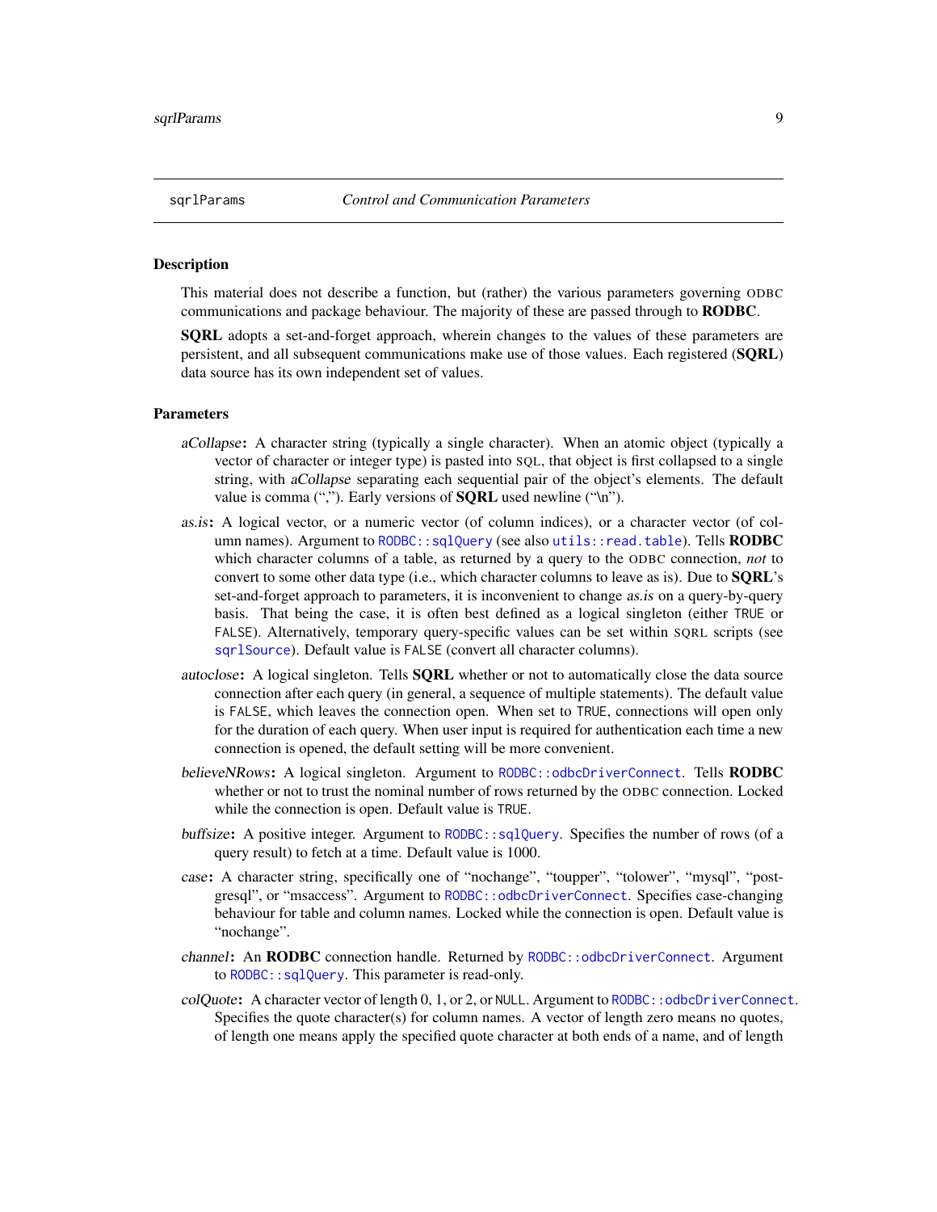## sqrlParams *Control and Communication Parameters*

### Description

This material does not describe a function, but (rather) the various parameters governing ODBC communications and package behaviour. The majority of these are passed through to **RODBC**.

**SQRL** adopts a set-and-forget approach, wherein changes to the values of these parameters are persistent, and all subsequent communications make use of those values. Each registered (**SQRL**) data source has its own independent set of values.

### Parameters

*aCollapse*: A character string (typically a single character). When an atomic object (typically a vector of character or integer type) is pasted into SQL, that object is first collapsed to a single string, with *aCollapse* separating each sequential pair of the object's elements. The default value is comma (","). Early versions of **SQRL** used newline ("\n").

*as.is*: A logical vector, or a numeric vector (of column indices), or a character vector (of column names). Argument to `RODBC::sqlQuery` (see also `utils::read.table`). Tells **RODBC** which character columns of a table, as returned by a query to the ODBC connection, *not* to convert to some other data type (i.e., which character columns to leave as is). Due to **SQRL**'s set-and-forget approach to parameters, it is inconvenient to change *as.is* on a query-by-query basis. That being the case, it is often best defined as a logical singleton (either `TRUE` or `FALSE`). Alternatively, temporary query-specific values can be set within SQRL scripts (see `sqrlSource`). Default value is `FALSE` (convert all character columns).

*autoclose*: A logical singleton. Tells **SQRL** whether or not to automatically close the data source connection after each query (in general, a sequence of multiple statements). The default value is `FALSE`, which leaves the connection open. When set to `TRUE`, connections will open only for the duration of each query. When user input is required for authentication each time a new connection is opened, the default setting will be more convenient.

*believeNRows*: A logical singleton. Argument to `RODBC::odbcDriverConnect`. Tells **RODBC** whether or not to trust the nominal number of rows returned by the ODBC connection. Locked while the connection is open. Default value is `TRUE`.

*buffsize*: A positive integer. Argument to `RODBC::sqlQuery`. Specifies the number of rows (of a query result) to fetch at a time. Default value is 1000.

*case*: A character string, specifically one of "nochange", "toupper", "tolower", "mysql", "postgresql", or "msaccess". Argument to `RODBC::odbcDriverConnect`. Specifies case-changing behaviour for table and column names. Locked while the connection is open. Default value is "nochange".

*channel*: An **RODBC** connection handle. Returned by `RODBC::odbcDriverConnect`. Argument to `RODBC::sqlQuery`. This parameter is read-only.

*colQuote*: A character vector of length 0, 1, or 2, or `NULL`. Argument to `RODBC::odbcDriverConnect`. Specifies the quote character(s) for column names. A vector of length zero means no quotes, of length one means apply the specified quote character at both ends of a name, and of length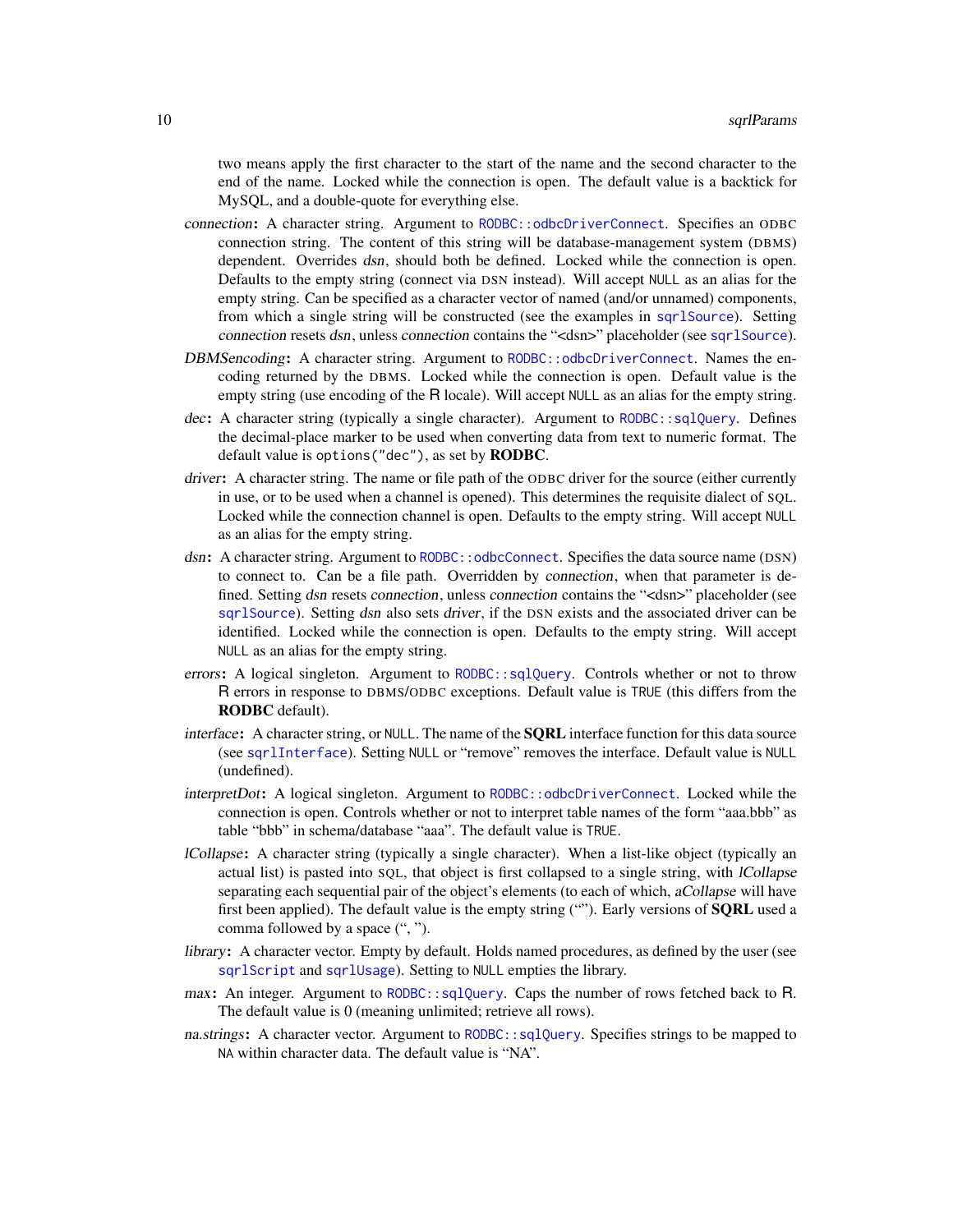two means apply the first character to the start of the name and the second character to the end of the name. Locked while the connection is open. The default value is a backtick for MySQL, and a double-quote for everything else.

*connection*: A character string. Argument to `RODBC::odbcDriverConnect`. Specifies an ODBC connection string. The content of this string will be database-management system (DBMS) dependent. Overrides *dsn*, should both be defined. Locked while the connection is open. Defaults to the empty string (connect via DSN instead). Will accept `NULL` as an alias for the empty string. Can be specified as a character vector of named (and/or unnamed) components, from which a single string will be constructed (see the examples in `sqrlSource`). Setting *connection* resets *dsn*, unless *connection* contains the "<dsn>" placeholder (see `sqrlSource`).

*DBMSencoding*: A character string. Argument to `RODBC::odbcDriverConnect`. Names the encoding returned by the DBMS. Locked while the connection is open. Default value is the empty string (use encoding of the R locale). Will accept `NULL` as an alias for the empty string.

*dec*: A character string (typically a single character). Argument to `RODBC::sqlQuery`. Defines the decimal-place marker to be used when converting data from text to numeric format. The default value is `options("dec")`, as set by **RODBC**.

*driver*: A character string. The name or file path of the ODBC driver for the source (either currently in use, or to be used when a channel is opened). This determines the requisite dialect of SQL. Locked while the connection channel is open. Defaults to the empty string. Will accept `NULL` as an alias for the empty string.

*dsn*: A character string. Argument to `RODBC::odbcConnect`. Specifies the data source name (DSN) to connect to. Can be a file path. Overridden by *connection*, when that parameter is defined. Setting *dsn* resets *connection*, unless *connection* contains the "<dsn>" placeholder (see `sqrlSource`). Setting *dsn* also sets *driver*, if the DSN exists and the associated driver can be identified. Locked while the connection is open. Defaults to the empty string. Will accept `NULL` as an alias for the empty string.

*errors*: A logical singleton. Argument to `RODBC::sqlQuery`. Controls whether or not to throw R errors in response to DBMS/ODBC exceptions. Default value is `TRUE` (this differs from the **RODBC** default).

*interface*: A character string, or `NULL`. The name of the **SQRL** interface function for this data source (see `sqrlInterface`). Setting `NULL` or "remove" removes the interface. Default value is `NULL` (undefined).

*interpretDot*: A logical singleton. Argument to `RODBC::odbcDriverConnect`. Locked while the connection is open. Controls whether or not to interpret table names of the form "aaa.bbb" as table "bbb" in schema/database "aaa". The default value is `TRUE`.

*lCollapse*: A character string (typically a single character). When a list-like object (typically an actual list) is pasted into SQL, that object is first collapsed to a single string, with *lCollapse* separating each sequential pair of the object's elements (to each of which, *aCollapse* will have first been applied). The default value is the empty string (""). Early versions of **SQRL** used a comma followed by a space (", ").

*library*: A character vector. Empty by default. Holds named procedures, as defined by the user (see `sqrlScript` and `sqrlUsage`). Setting to `NULL` empties the library.

*max*: An integer. Argument to `RODBC::sqlQuery`. Caps the number of rows fetched back to R. The default value is 0 (meaning unlimited; retrieve all rows).

*na.strings*: A character vector. Argument to `RODBC::sqlQuery`. Specifies strings to be mapped to `NA` within character data. The default value is "NA".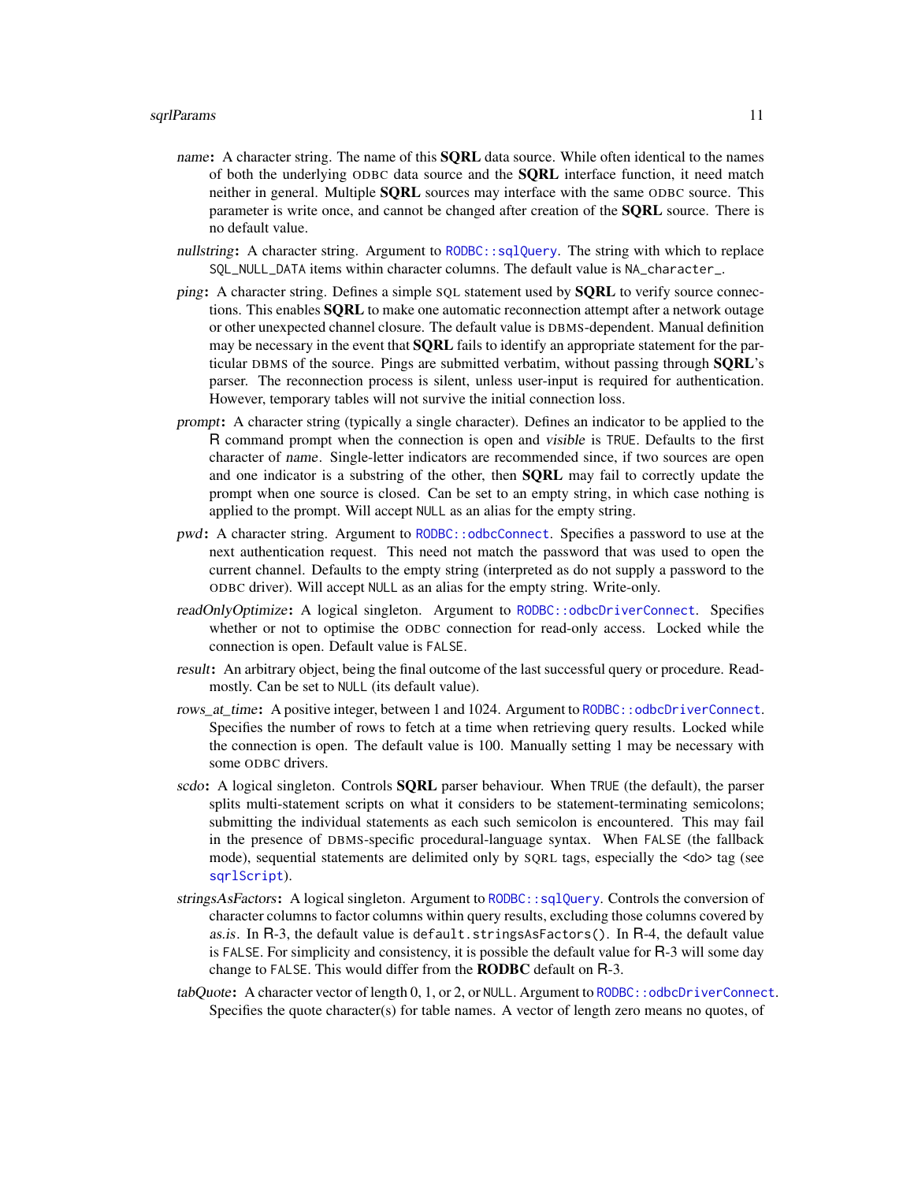*name*: A character string. The name of this **SQRL** data source. While often identical to the names of both the underlying ODBC data source and the **SQRL** interface function, it need match neither in general. Multiple **SQRL** sources may interface with the same ODBC source. This parameter is write once, and cannot be changed after creation of the **SQRL** source. There is no default value.

*nullstring*: A character string. Argument to `RODBC::sqlQuery`. The string with which to replace `SQL_NULL_DATA` items within character columns. The default value is `NA_character_`.

*ping*: A character string. Defines a simple SQL statement used by **SQRL** to verify source connections. This enables **SQRL** to make one automatic reconnection attempt after a network outage or other unexpected channel closure. The default value is DBMS-dependent. Manual definition may be necessary in the event that **SQRL** fails to identify an appropriate statement for the particular DBMS of the source. Pings are submitted verbatim, without passing through **SQRL**'s parser. The reconnection process is silent, unless user-input is required for authentication. However, temporary tables will not survive the initial connection loss.

*prompt*: A character string (typically a single character). Defines an indicator to be applied to the R command prompt when the connection is open and *visible* is `TRUE`. Defaults to the first character of *name*. Single-letter indicators are recommended since, if two sources are open and one indicator is a substring of the other, then **SQRL** may fail to correctly update the prompt when one source is closed. Can be set to an empty string, in which case nothing is applied to the prompt. Will accept `NULL` as an alias for the empty string.

*pwd*: A character string. Argument to `RODBC::odbcConnect`. Specifies a password to use at the next authentication request. This need not match the password that was used to open the current channel. Defaults to the empty string (interpreted as do not supply a password to the ODBC driver). Will accept `NULL` as an alias for the empty string. Write-only.

*readOnlyOptimize*: A logical singleton. Argument to `RODBC::odbcDriverConnect`. Specifies whether or not to optimise the ODBC connection for read-only access. Locked while the connection is open. Default value is `FALSE`.

*result*: An arbitrary object, being the final outcome of the last successful query or procedure. Read-mostly. Can be set to `NULL` (its default value).

*rows_at_time*: A positive integer, between 1 and 1024. Argument to `RODBC::odbcDriverConnect`. Specifies the number of rows to fetch at a time when retrieving query results. Locked while the connection is open. The default value is 100. Manually setting 1 may be necessary with some ODBC drivers.

*scdo*: A logical singleton. Controls **SQRL** parser behaviour. When `TRUE` (the default), the parser splits multi-statement scripts on what it considers to be statement-terminating semicolons; submitting the individual statements as each such semicolon is encountered. This may fail in the presence of DBMS-specific procedural-language syntax. When `FALSE` (the fallback mode), sequential statements are delimited only by SQRL tags, especially the `<do>` tag (see `sqrlScript`).

*stringsAsFactors*: A logical singleton. Argument to `RODBC::sqlQuery`. Controls the conversion of character columns to factor columns within query results, excluding those columns covered by *as.is*. In R-3, the default value is `default.stringsAsFactors()`. In R-4, the default value is `FALSE`. For simplicity and consistency, it is possible the default value for R-3 will some day change to `FALSE`. This would differ from the **RODBC** default on R-3.

*tabQuote*: A character vector of length 0, 1, or 2, or `NULL`. Argument to `RODBC::odbcDriverConnect`. Specifies the quote character(s) for table names. A vector of length zero means no quotes, of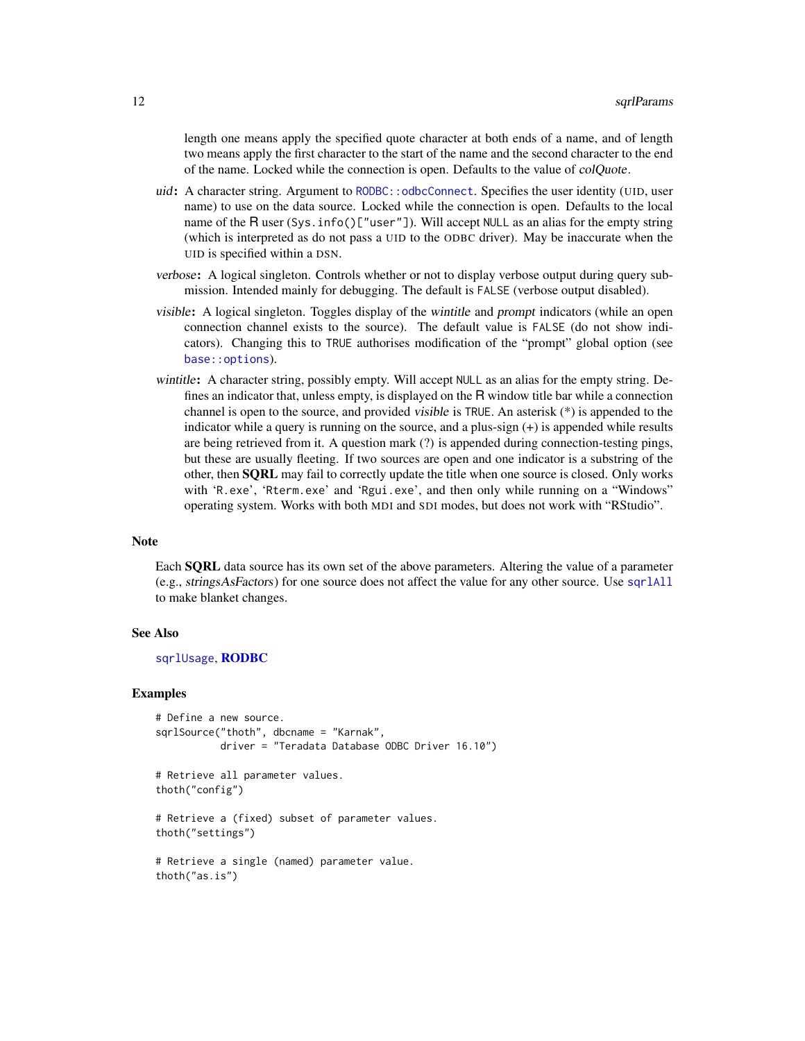length one means apply the specified quote character at both ends of a name, and of length two means apply the first character to the start of the name and the second character to the end of the name. Locked while the connection is open. Defaults to the value of *colQuote*.

*uid*: A character string. Argument to `RODBC::odbcConnect`. Specifies the user identity (UID, user name) to use on the data source. Locked while the connection is open. Defaults to the local name of the R user (`Sys.info()["user"]`). Will accept `NULL` as an alias for the empty string (which is interpreted as do not pass a UID to the ODBC driver). May be inaccurate when the UID is specified within a DSN.

*verbose*: A logical singleton. Controls whether or not to display verbose output during query submission. Intended mainly for debugging. The default is `FALSE` (verbose output disabled).

*visible*: A logical singleton. Toggles display of the *wintitle* and *prompt* indicators (while an open connection channel exists to the source). The default value is `FALSE` (do not show indicators). Changing this to `TRUE` authorises modification of the "prompt" global option (see `base::options`).

*wintitle*: A character string, possibly empty. Will accept `NULL` as an alias for the empty string. Defines an indicator that, unless empty, is displayed on the R window title bar while a connection channel is open to the source, and provided *visible* is `TRUE`. An asterisk (*) is appended to the indicator while a query is running on the source, and a plus-sign (+) is appended while results are being retrieved from it. A question mark (?) is appended during connection-testing pings, but these are usually fleeting. If two sources are open and one indicator is a substring of the other, then **SQRL** may fail to correctly update the title when one source is closed. Only works with '`R.exe`', '`Rterm.exe`' and '`Rgui.exe`', and then only while running on a "Windows" operating system. Works with both MDI and SDI modes, but does not work with "RStudio".

## Note

Each **SQRL** data source has its own set of the above parameters. Altering the value of a parameter (e.g., *stringsAsFactors*) for one source does not affect the value for any other source. Use `sqrlAll` to make blanket changes.

## See Also

`sqrlUsage`, **RODBC**

## Examples

```
# Define a new source.
sqrlSource("thoth", dbcname = "Karnak",
           driver = "Teradata Database ODBC Driver 16.10")

# Retrieve all parameter values.
thoth("config")

# Retrieve a (fixed) subset of parameter values.
thoth("settings")

# Retrieve a single (named) parameter value.
thoth("as.is")
```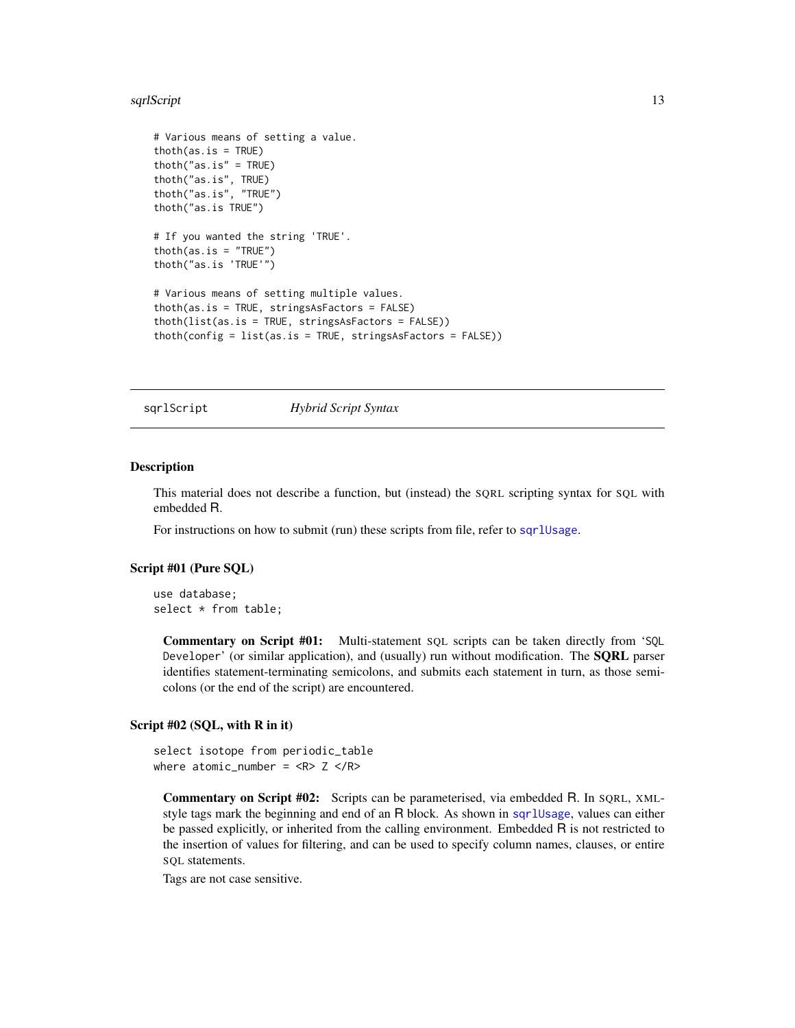```
# Various means of setting a value.
thoth(as.is = TRUE)
thoth("as.is" = TRUE)
thoth("as.is", TRUE)
thoth("as.is", "TRUE")
thoth("as.is TRUE")

# If you wanted the string 'TRUE'.
thoth(as.is = "TRUE")
thoth("as.is 'TRUE'")

# Various means of setting multiple values.
thoth(as.is = TRUE, stringsAsFactors = FALSE)
thoth(list(as.is = TRUE, stringsAsFactors = FALSE))
thoth(config = list(as.is = TRUE, stringsAsFactors = FALSE))
```

---

## sqrlScript — *Hybrid Script Syntax*

---

### Description

This material does not describe a function, but (instead) the SQRL scripting syntax for SQL with embedded R.

For instructions on how to submit (run) these scripts from file, refer to `sqrlUsage`.

### Script #01 (Pure SQL)

```
use database;
select * from table;
```

**Commentary on Script #01:** Multi-statement SQL scripts can be taken directly from 'SQL Developer' (or similar application), and (usually) run without modification. The **SQRL** parser identifies statement-terminating semicolons, and submits each statement in turn, as those semicolons (or the end of the script) are encountered.

### Script #02 (SQL, with R in it)

```
select isotope from periodic_table
where atomic_number = <R> Z </R>
```

**Commentary on Script #02:** Scripts can be parameterised, via embedded R. In SQRL, XML-style tags mark the beginning and end of an R block. As shown in `sqrlUsage`, values can either be passed explicitly, or inherited from the calling environment. Embedded R is not restricted to the insertion of values for filtering, and can be used to specify column names, clauses, or entire SQL statements.

Tags are not case sensitive.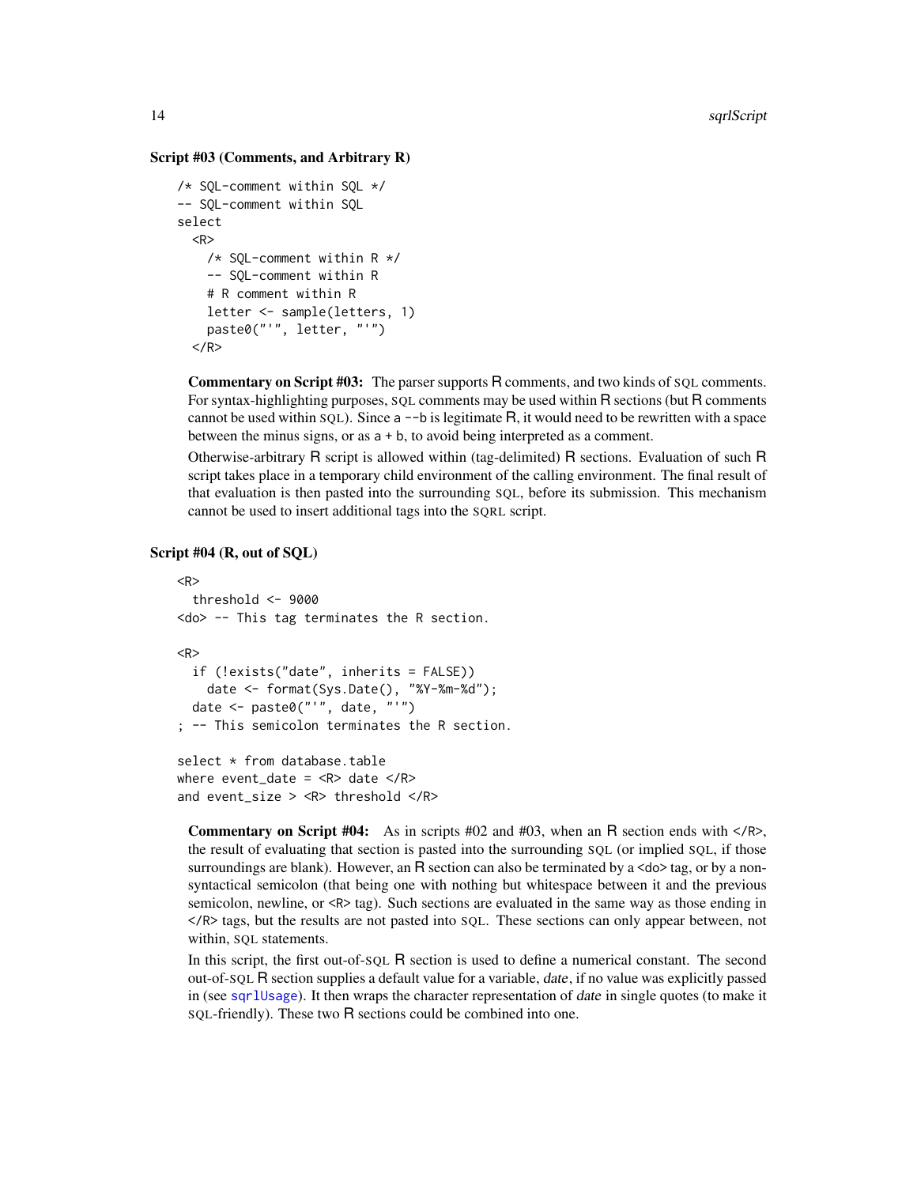### Script #03 (Comments, and Arbitrary R)

```
/* SQL-comment within SQL */
-- SQL-comment within SQL
select
  <R>
    /* SQL-comment within R */
    -- SQL-comment within R
    # R comment within R
    letter <- sample(letters, 1)
    paste0("'", letter, "'")
  </R>
```

**Commentary on Script #03:** The parser supports R comments, and two kinds of SQL comments. For syntax-highlighting purposes, SQL comments may be used within R sections (but R comments cannot be used within SQL). Since a `--b` is legitimate R, it would need to be rewritten with a space between the minus signs, or as `a + b`, to avoid being interpreted as a comment.

Otherwise-arbitrary R script is allowed within (tag-delimited) R sections. Evaluation of such R script takes place in a temporary child environment of the calling environment. The final result of that evaluation is then pasted into the surrounding SQL, before its submission. This mechanism cannot be used to insert additional tags into the SQRL script.

### Script #04 (R, out of SQL)

```
<R>
  threshold <- 9000
<do> -- This tag terminates the R section.

<R>
  if (!exists("date", inherits = FALSE))
    date <- format(Sys.Date(), "%Y-%m-%d");
  date <- paste0("'", date, "'")
; -- This semicolon terminates the R section.

select * from database.table
where event_date = <R> date </R>
and event_size > <R> threshold </R>
```

**Commentary on Script #04:** As in scripts #02 and #03, when an R section ends with `</R>`, the result of evaluating that section is pasted into the surrounding SQL (or implied SQL, if those surroundings are blank). However, an R section can also be terminated by a `<do>` tag, or by a non-syntactical semicolon (that being one with nothing but whitespace between it and the previous semicolon, newline, or `<R>` tag). Such sections are evaluated in the same way as those ending in `</R>` tags, but the results are not pasted into SQL. These sections can only appear between, not within, SQL statements.

In this script, the first out-of-SQL R section is used to define a numerical constant. The second out-of-SQL R section supplies a default value for a variable, *date*, if no value was explicitly passed in (see `sqrlUsage`). It then wraps the character representation of *date* in single quotes (to make it SQL-friendly). These two R sections could be combined into one.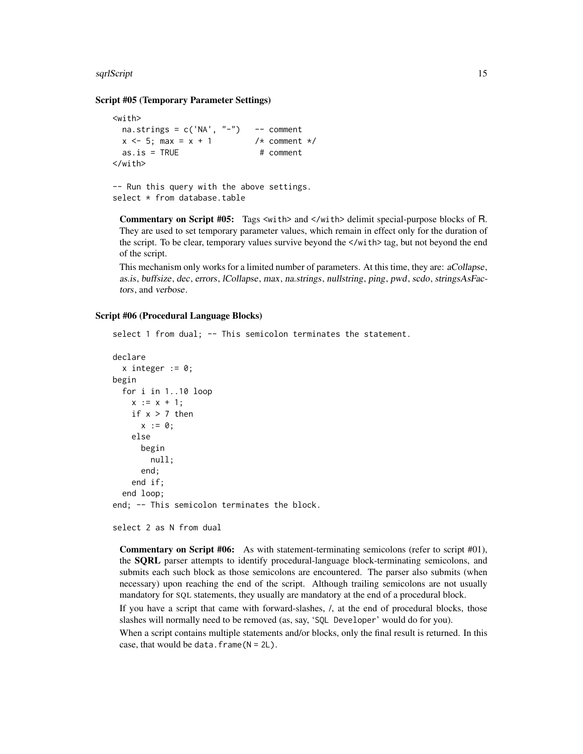### Script #05 (Temporary Parameter Settings)

```
<with>
  na.strings = c('NA', "-")   -- comment
  x <- 5; max = x + 1         /* comment */
  as.is = TRUE                 # comment
</with>

-- Run this query with the above settings.
select * from database.table
```

**Commentary on Script #05:** Tags `<with>` and `</with>` delimit special-purpose blocks of R. They are used to set temporary parameter values, which remain in effect only for the duration of the script. To be clear, temporary values survive beyond the `</with>` tag, but not beyond the end of the script.

This mechanism only works for a limited number of parameters. At this time, they are: *aCollapse*, *as.is*, *buffsize*, *dec*, *errors*, *lCollapse*, *max*, *na.strings*, *nullstring*, *ping*, *pwd*, *scdo*, *stringsAsFactors*, and *verbose*.

### Script #06 (Procedural Language Blocks)

```
select 1 from dual; -- This semicolon terminates the statement.

declare
  x integer := 0;
begin
  for i in 1..10 loop
    x := x + 1;
    if x > 7 then
      x := 0;
    else
      begin
        null;
      end;
    end if;
  end loop;
end; -- This semicolon terminates the block.

select 2 as N from dual
```

**Commentary on Script #06:** As with statement-terminating semicolons (refer to script #01), the **SQRL** parser attempts to identify procedural-language block-terminating semicolons, and submits each such block as those semicolons are encountered. The parser also submits (when necessary) upon reaching the end of the script. Although trailing semicolons are not usually mandatory for SQL statements, they usually are mandatory at the end of a procedural block.

If you have a script that came with forward-slashes, /, at the end of procedural blocks, those slashes will normally need to be removed (as, say, 'SQL Developer' would do for you).

When a script contains multiple statements and/or blocks, only the final result is returned. In this case, that would be `data.frame(N = 2L)`.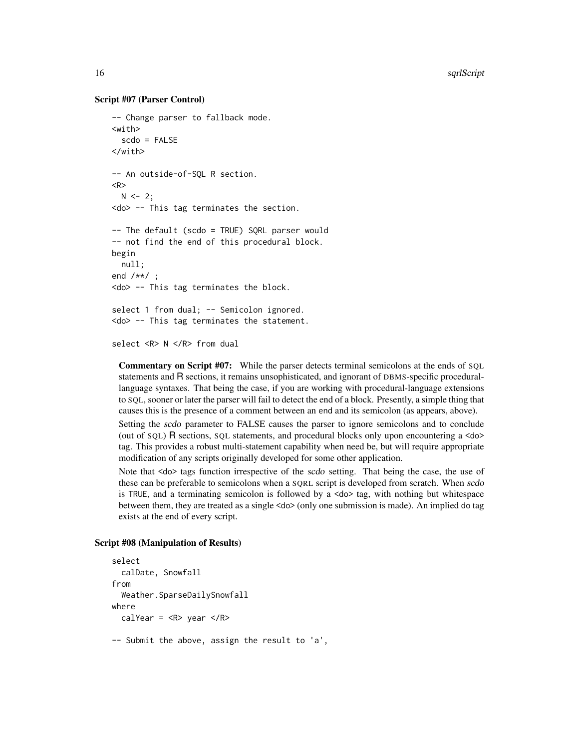### Script #07 (Parser Control)

```
-- Change parser to fallback mode.
<with>
  scdo = FALSE
</with>

-- An outside-of-SQL R section.
<R>
  N <- 2;
<do> -- This tag terminates the section.

-- The default (scdo = TRUE) SQRL parser would
-- not find the end of this procedural block.
begin
  null;
end /**/ ;
<do> -- This tag terminates the block.

select 1 from dual; -- Semicolon ignored.
<do> -- This tag terminates the statement.

select <R> N </R> from dual
```

**Commentary on Script #07:** While the parser detects terminal semicolons at the ends of SQL statements and R sections, it remains unsophisticated, and ignorant of DBMS-specific procedural-language syntaxes. That being the case, if you are working with procedural-language extensions to SQL, sooner or later the parser will fail to detect the end of a block. Presently, a simple thing that causes this is the presence of a comment between an end and its semicolon (as appears, above).

Setting the *scdo* parameter to FALSE causes the parser to ignore semicolons and to conclude (out of SQL) R sections, SQL statements, and procedural blocks only upon encountering a <do> tag. This provides a robust multi-statement capability when need be, but will require appropriate modification of any scripts originally developed for some other application.

Note that <do> tags function irrespective of the *scdo* setting. That being the case, the use of these can be preferable to semicolons when a SQRL script is developed from scratch. When *scdo* is TRUE, and a terminating semicolon is followed by a <do> tag, with nothing but whitespace between them, they are treated as a single <do> (only one submission is made). An implied do tag exists at the end of every script.

### Script #08 (Manipulation of Results)

```
select
  calDate, Snowfall
from
  Weather.SparseDailySnowfall
where
  calYear = <R> year </R>

-- Submit the above, assign the result to 'a',
```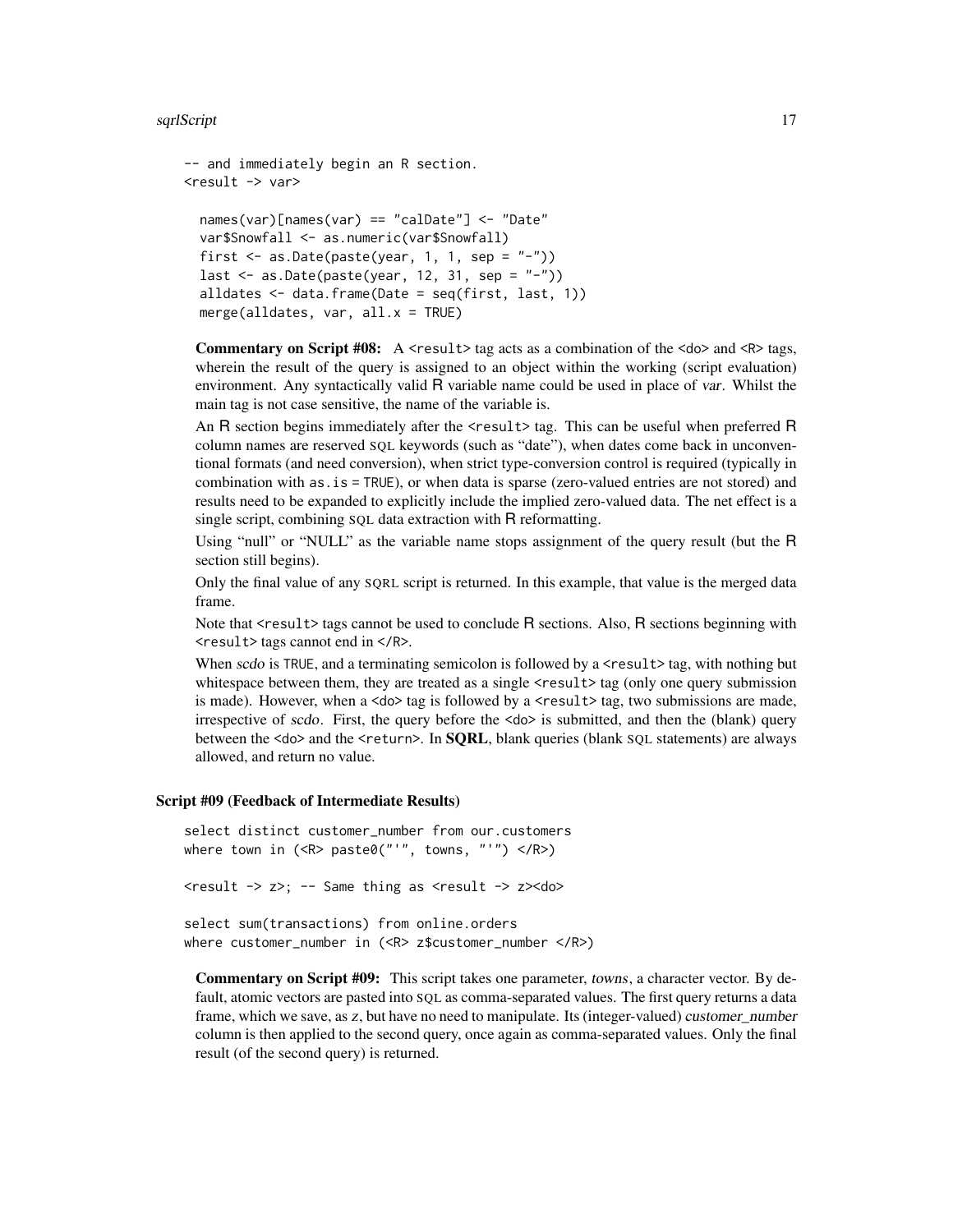```
-- and immediately begin an R section.
<result -> var>

  names(var)[names(var) == "calDate"] <- "Date"
  var$Snowfall <- as.numeric(var$Snowfall)
  first <- as.Date(paste(year, 1, 1, sep = "-"))
  last <- as.Date(paste(year, 12, 31, sep = "-"))
  alldates <- data.frame(Date = seq(first, last, 1))
  merge(alldates, var, all.x = TRUE)
```

**Commentary on Script #08:** A `<result>` tag acts as a combination of the `<do>` and `<R>` tags, wherein the result of the query is assigned to an object within the working (script evaluation) environment. Any syntactically valid R variable name could be used in place of *var*. Whilst the main tag is not case sensitive, the name of the variable is.

An R section begins immediately after the `<result>` tag. This can be useful when preferred R column names are reserved SQL keywords (such as "date"), when dates come back in unconventional formats (and need conversion), when strict type-conversion control is required (typically in combination with `as.is = TRUE`), or when data is sparse (zero-valued entries are not stored) and results need to be expanded to explicitly include the implied zero-valued data. The net effect is a single script, combining SQL data extraction with R reformatting.

Using "null" or "NULL" as the variable name stops assignment of the query result (but the R section still begins).

Only the final value of any SQRL script is returned. In this example, that value is the merged data frame.

Note that `<result>` tags cannot be used to conclude R sections. Also, R sections beginning with `<result>` tags cannot end in `</R>`.

When *scdo* is `TRUE`, and a terminating semicolon is followed by a `<result>` tag, with nothing but whitespace between them, they are treated as a single `<result>` tag (only one query submission is made). However, when a `<do>` tag is followed by a `<result>` tag, two submissions are made, irrespective of *scdo*. First, the query before the `<do>` is submitted, and then the (blank) query between the `<do>` and the `<return>`. In **SQRL**, blank queries (blank SQL statements) are always allowed, and return no value.

### Script #09 (Feedback of Intermediate Results)

```
select distinct customer_number from our.customers
where town in (<R> paste0("'", towns, "'") </R>)

<result -> z>; -- Same thing as <result -> z><do>

select sum(transactions) from online.orders
where customer_number in (<R> z$customer_number </R>)
```

**Commentary on Script #09:** This script takes one parameter, *towns*, a character vector. By default, atomic vectors are pasted into SQL as comma-separated values. The first query returns a data frame, which we save, as *z*, but have no need to manipulate. Its (integer-valued) *customer_number* column is then applied to the second query, once again as comma-separated values. Only the final result (of the second query) is returned.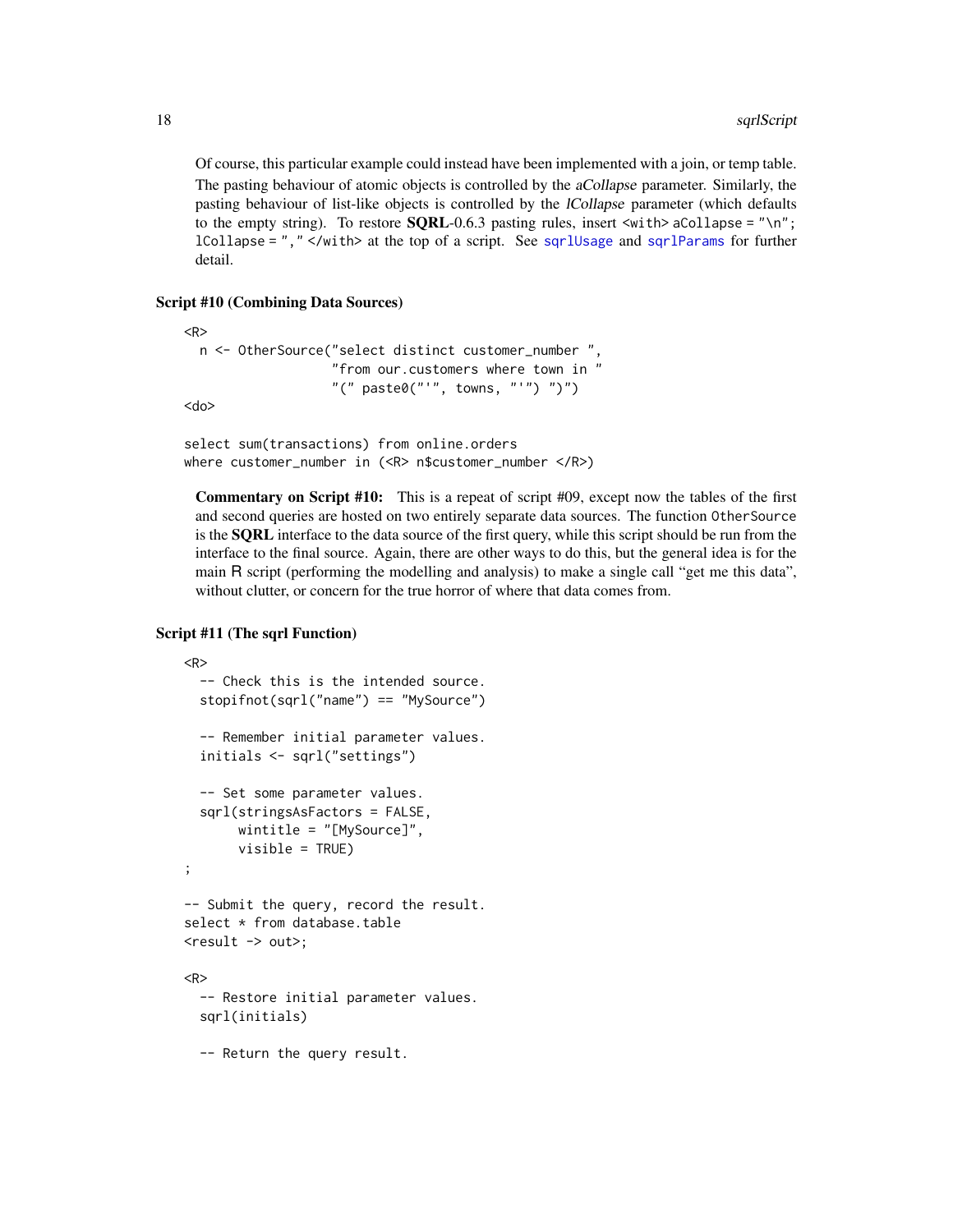Of course, this particular example could instead have been implemented with a join, or temp table. The pasting behaviour of atomic objects is controlled by the *aCollapse* parameter. Similarly, the pasting behaviour of list-like objects is controlled by the *lCollapse* parameter (which defaults to the empty string). To restore **SQRL**-0.6.3 pasting rules, insert `<with> aCollapse = "\n"; lCollapse = "," </with>` at the top of a script. See `sqrlUsage` and `sqrlParams` for further detail.

**Script #10 (Combining Data Sources)**

```
<R>
  n <- OtherSource("select distinct customer_number ",
                   "from our.customers where town in "
                   "(" paste0("'", towns, "'") ")")
<do>

select sum(transactions) from online.orders
where customer_number in (<R> n$customer_number </R>)
```

**Commentary on Script #10:** This is a repeat of script #09, except now the tables of the first and second queries are hosted on two entirely separate data sources. The function `OtherSource` is the **SQRL** interface to the data source of the first query, while this script should be run from the interface to the final source. Again, there are other ways to do this, but the general idea is for the main R script (performing the modelling and analysis) to make a single call "get me this data", without clutter, or concern for the true horror of where that data comes from.

**Script #11 (The sqrl Function)**

```
<R>
  -- Check this is the intended source.
  stopifnot(sqrl("name") == "MySource")

  -- Remember initial parameter values.
  initials <- sqrl("settings")

  -- Set some parameter values.
  sqrl(stringsAsFactors = FALSE,
       wintitle = "[MySource]",
       visible = TRUE)
;

-- Submit the query, record the result.
select * from database.table
<result -> out>;

<R>
  -- Restore initial parameter values.
  sqrl(initials)

  -- Return the query result.
```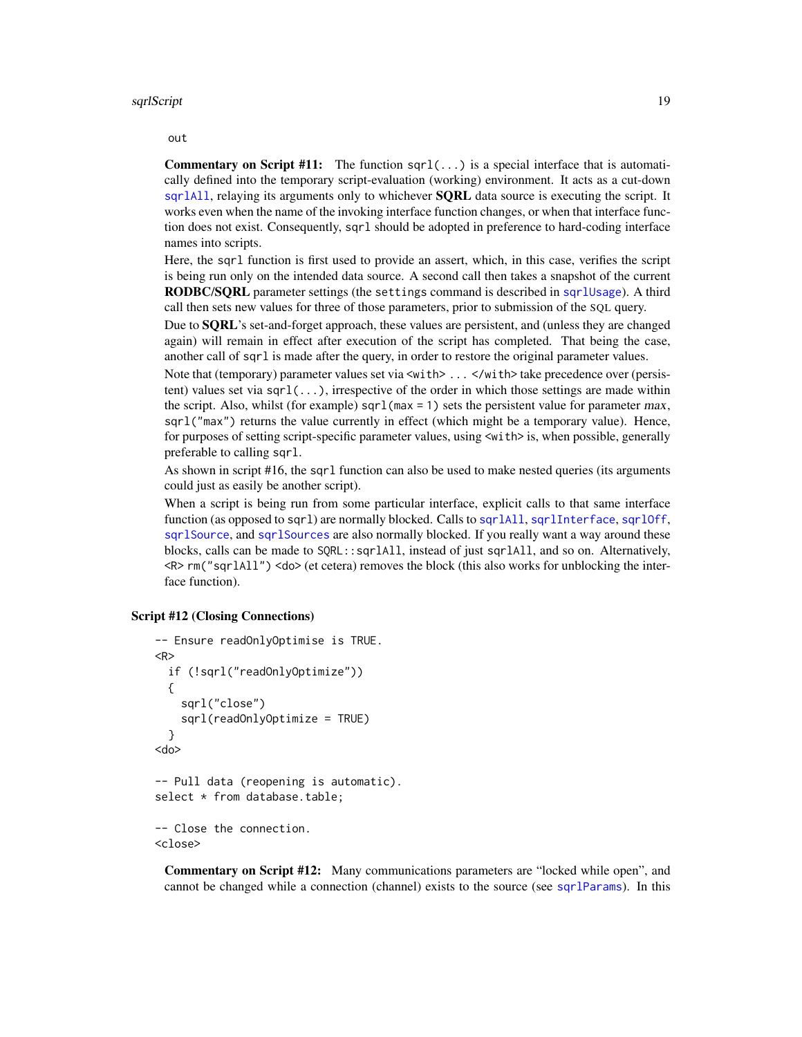```
out
```

**Commentary on Script #11:** The function `sqrl(...)` is a special interface that is automatically defined into the temporary script-evaluation (working) environment. It acts as a cut-down `sqrlAll`, relaying its arguments only to whichever **SQRL** data source is executing the script. It works even when the name of the invoking interface function changes, or when that interface function does not exist. Consequently, `sqrl` should be adopted in preference to hard-coding interface names into scripts.

Here, the `sqrl` function is first used to provide an assert, which, in this case, verifies the script is being run only on the intended data source. A second call then takes a snapshot of the current **RODBC/SQRL** parameter settings (the `settings` command is described in `sqrlUsage`). A third call then sets new values for three of those parameters, prior to submission of the SQL query.

Due to **SQRL**'s set-and-forget approach, these values are persistent, and (unless they are changed again) will remain in effect after execution of the script has completed. That being the case, another call of `sqrl` is made after the query, in order to restore the original parameter values.

Note that (temporary) parameter values set via `<with> ... </with>` take precedence over (persistent) values set via `sqrl(...)`, irrespective of the order in which those settings are made within the script. Also, whilst (for example) `sqrl(max = 1)` sets the persistent value for parameter *max*, `sqrl("max")` returns the value currently in effect (which might be a temporary value). Hence, for purposes of setting script-specific parameter values, using `<with>` is, when possible, generally preferable to calling `sqrl`.

As shown in script #16, the `sqrl` function can also be used to make nested queries (its arguments could just as easily be another script).

When a script is being run from some particular interface, explicit calls to that same interface function (as opposed to `sqrl`) are normally blocked. Calls to `sqrlAll`, `sqrlInterface`, `sqrlOff`, `sqrlSource`, and `sqrlSources` are also normally blocked. If you really want a way around these blocks, calls can be made to `SQRL::sqrlAll`, instead of just `sqrlAll`, and so on. Alternatively, `<R> rm("sqrlAll") <do>` (et cetera) removes the block (this also works for unblocking the interface function).

### Script #12 (Closing Connections)

```
-- Ensure readOnlyOptimise is TRUE.
<R>
  if (!sqrl("readOnlyOptimize"))
  {
    sqrl("close")
    sqrl(readOnlyOptimize = TRUE)
  }
<do>

-- Pull data (reopening is automatic).
select * from database.table;

-- Close the connection.
<close>
```

**Commentary on Script #12:** Many communications parameters are "locked while open", and cannot be changed while a connection (channel) exists to the source (see `sqrlParams`). In this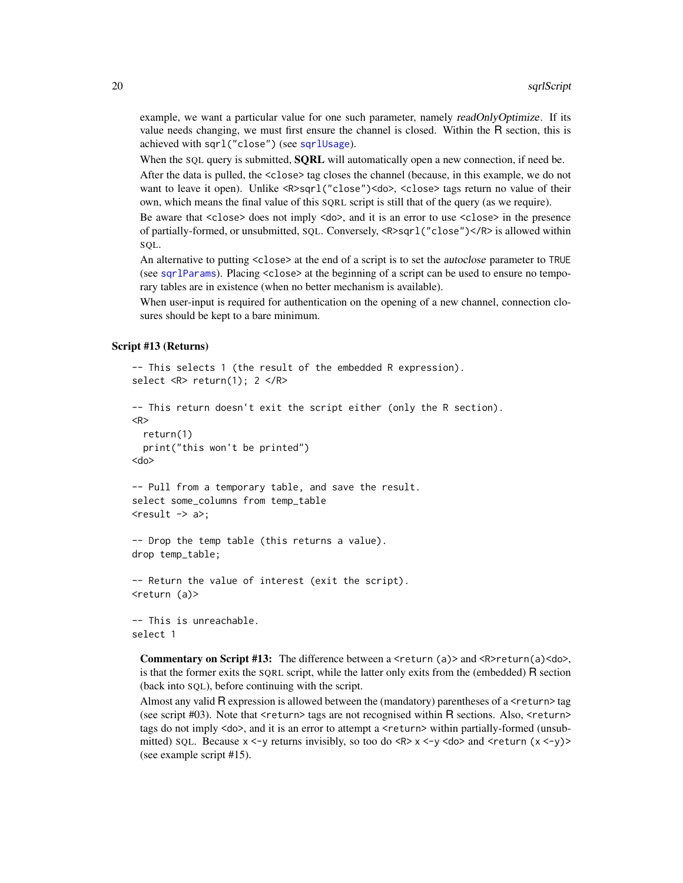example, we want a particular value for one such parameter, namely *readOnlyOptimize*. If its value needs changing, we must first ensure the channel is closed. Within the R section, this is achieved with `sqrl("close")` (see `sqrlUsage`).

When the SQL query is submitted, **SQRL** will automatically open a new connection, if need be.

After the data is pulled, the `<close>` tag closes the channel (because, in this example, we do not want to leave it open). Unlike `<R>sqrl("close")<do>`, `<close>` tags return no value of their own, which means the final value of this SQRL script is still that of the query (as we require).

Be aware that `<close>` does not imply `<do>`, and it is an error to use `<close>` in the presence of partially-formed, or unsubmitted, SQL. Conversely, `<R>sqrl("close")</R>` is allowed within SQL.

An alternative to putting `<close>` at the end of a script is to set the *autoclose* parameter to `TRUE` (see `sqrlParams`). Placing `<close>` at the beginning of a script can be used to ensure no temporary tables are in existence (when no better mechanism is available).

When user-input is required for authentication on the opening of a new channel, connection closures should be kept to a bare minimum.

### Script #13 (Returns)

```
-- This selects 1 (the result of the embedded R expression).
select <R> return(1); 2 </R>

-- This return doesn't exit the script either (only the R section).
<R>
  return(1)
  print("this won't be printed")
<do>

-- Pull from a temporary table, and save the result.
select some_columns from temp_table
<result -> a>;

-- Drop the temp table (this returns a value).
drop temp_table;

-- Return the value of interest (exit the script).
<return (a)>

-- This is unreachable.
select 1
```

**Commentary on Script #13:** The difference between a `<return (a)>` and `<R>return(a)<do>`, is that the former exits the SQRL script, while the latter only exits from the (embedded) R section (back into SQL), before continuing with the script.

Almost any valid R expression is allowed between the (mandatory) parentheses of a `<return>` tag (see script #03). Note that `<return>` tags are not recognised within R sections. Also, `<return>` tags do not imply `<do>`, and it is an error to attempt a `<return>` within partially-formed (unsubmitted) SQL. Because `x <-y` returns invisibly, so too do `<R> x <-y <do>` and `<return (x <-y)>` (see example script #15).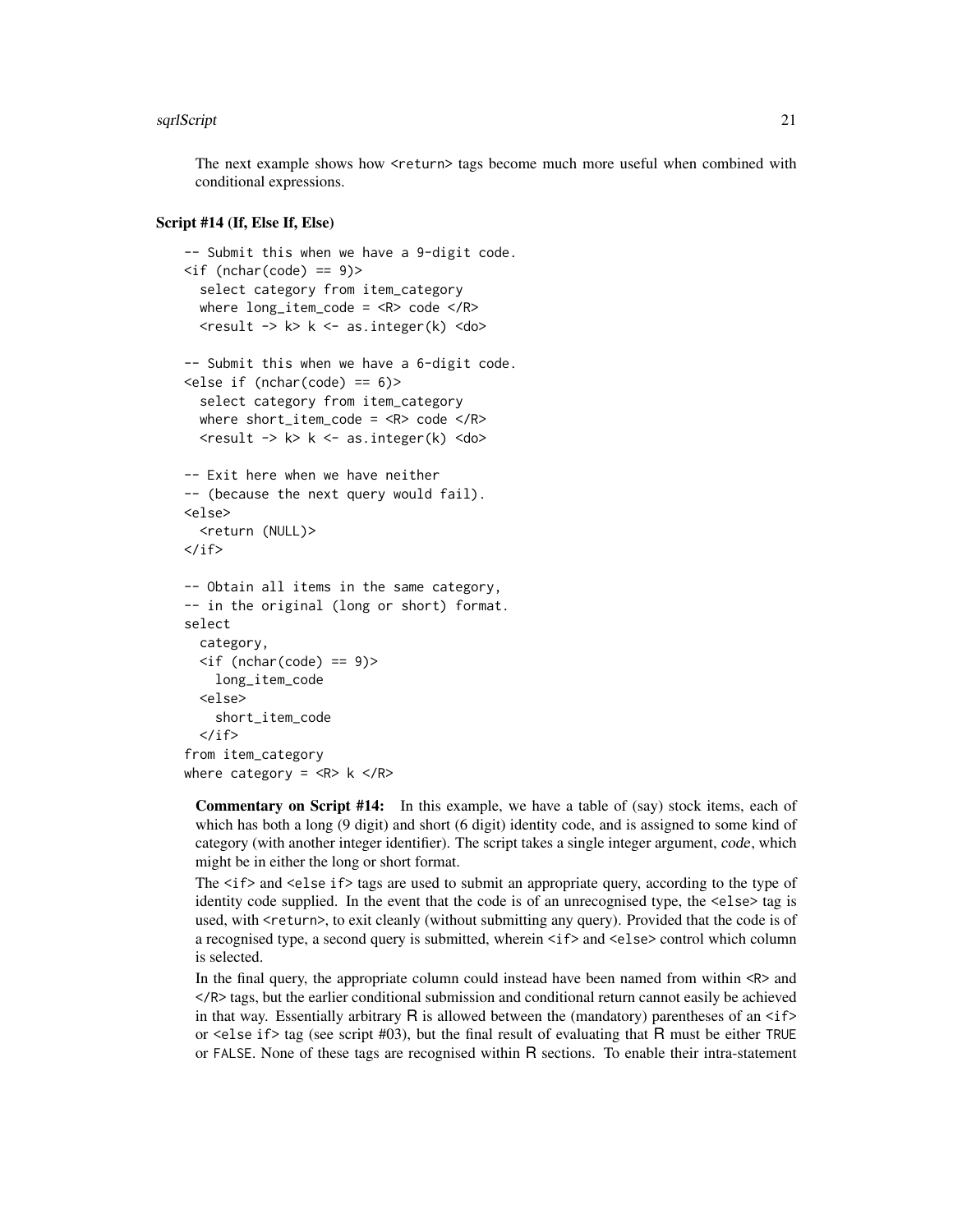The next example shows how `<return>` tags become much more useful when combined with conditional expressions.

**Script #14 (If, Else If, Else)**

```
-- Submit this when we have a 9-digit code.
<if (nchar(code) == 9)>
  select category from item_category
  where long_item_code = <R> code </R>
  <result -> k> k <- as.integer(k) <do>

-- Submit this when we have a 6-digit code.
<else if (nchar(code) == 6)>
  select category from item_category
  where short_item_code = <R> code </R>
  <result -> k> k <- as.integer(k) <do>

-- Exit here when we have neither
-- (because the next query would fail).
<else>
  <return (NULL)>
</if>

-- Obtain all items in the same category,
-- in the original (long or short) format.
select
  category,
  <if (nchar(code) == 9)>
    long_item_code
  <else>
    short_item_code
  </if>
from item_category
where category = <R> k </R>
```

**Commentary on Script #14:** In this example, we have a table of (say) stock items, each of which has both a long (9 digit) and short (6 digit) identity code, and is assigned to some kind of category (with another integer identifier). The script takes a single integer argument, *code*, which might be in either the long or short format.

The `<if>` and `<else if>` tags are used to submit an appropriate query, according to the type of identity code supplied. In the event that the code is of an unrecognised type, the `<else>` tag is used, with `<return>`, to exit cleanly (without submitting any query). Provided that the code is of a recognised type, a second query is submitted, wherein `<if>` and `<else>` control which column is selected.

In the final query, the appropriate column could instead have been named from within `<R>` and `</R>` tags, but the earlier conditional submission and conditional return cannot easily be achieved in that way. Essentially arbitrary R is allowed between the (mandatory) parentheses of an `<if>` or `<else if>` tag (see script #03), but the final result of evaluating that R must be either `TRUE` or `FALSE`. None of these tags are recognised within R sections. To enable their intra-statement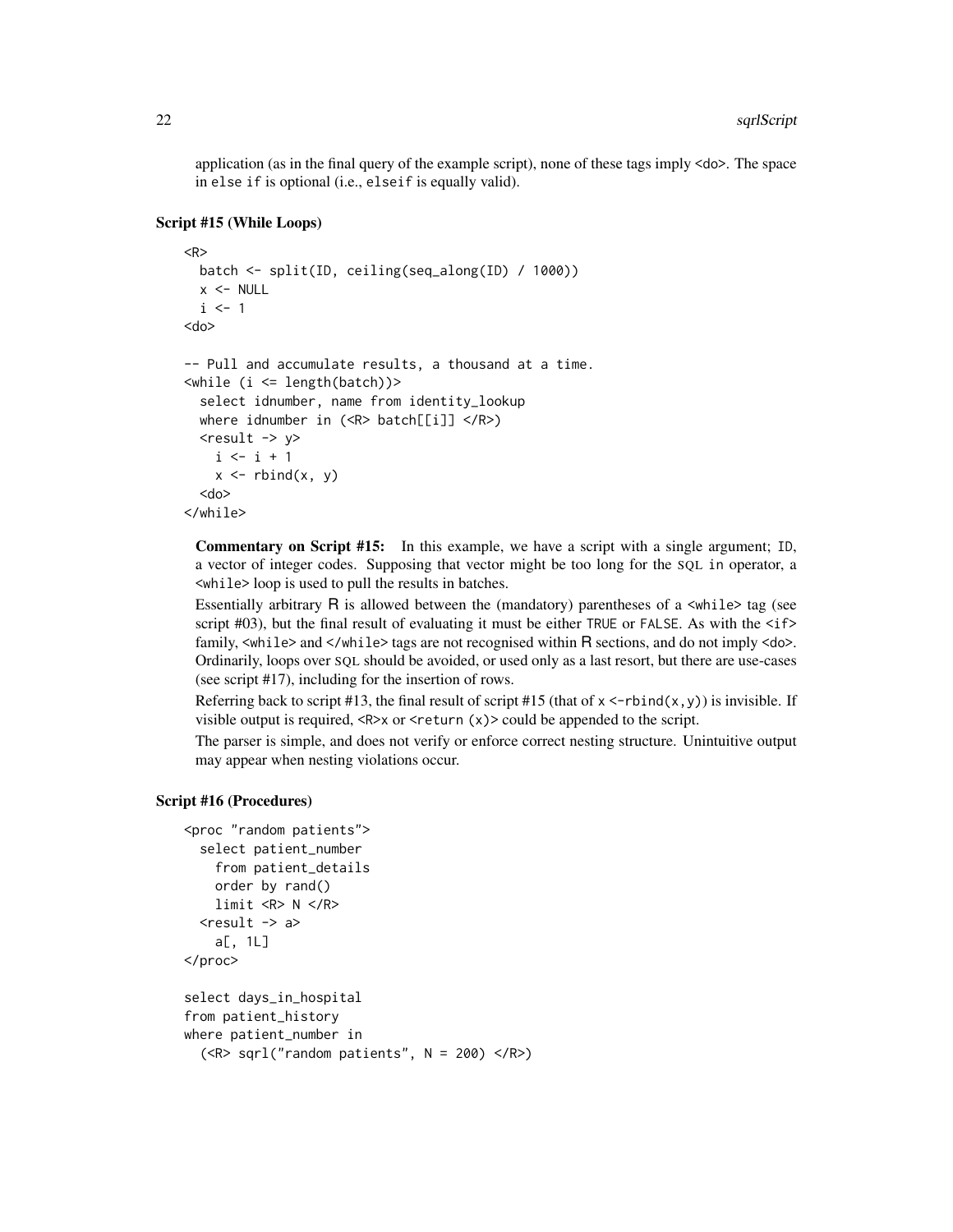application (as in the final query of the example script), none of these tags imply <do>. The space in else if is optional (i.e., elseif is equally valid).

### Script #15 (While Loops)

```
<R>
  batch <- split(ID, ceiling(seq_along(ID) / 1000))
  x <- NULL
  i <- 1
<do>

-- Pull and accumulate results, a thousand at a time.
<while (i <= length(batch))>
  select idnumber, name from identity_lookup
  where idnumber in (<R> batch[[i]] </R>)
  <result -> y>
    i <- i + 1
    x <- rbind(x, y)
  <do>
</while>
```

**Commentary on Script #15:** In this example, we have a script with a single argument; ID, a vector of integer codes. Supposing that vector might be too long for the SQL in operator, a <while> loop is used to pull the results in batches.

Essentially arbitrary R is allowed between the (mandatory) parentheses of a <while> tag (see script #03), but the final result of evaluating it must be either TRUE or FALSE. As with the <if> family, <while> and </while> tags are not recognised within R sections, and do not imply <do>. Ordinarily, loops over SQL should be avoided, or used only as a last resort, but there are use-cases (see script #17), including for the insertion of rows.

Referring back to script #13, the final result of script #15 (that of x <-rbind(x,y)) is invisible. If visible output is required, <R>x or <return (x)> could be appended to the script.

The parser is simple, and does not verify or enforce correct nesting structure. Unintuitive output may appear when nesting violations occur.

### Script #16 (Procedures)

```
<proc "random patients">
  select patient_number
    from patient_details
    order by rand()
    limit <R> N </R>
  <result -> a>
    a[, 1L]
</proc>

select days_in_hospital
from patient_history
where patient_number in
  (<R> sqrl("random patients", N = 200) </R>)
```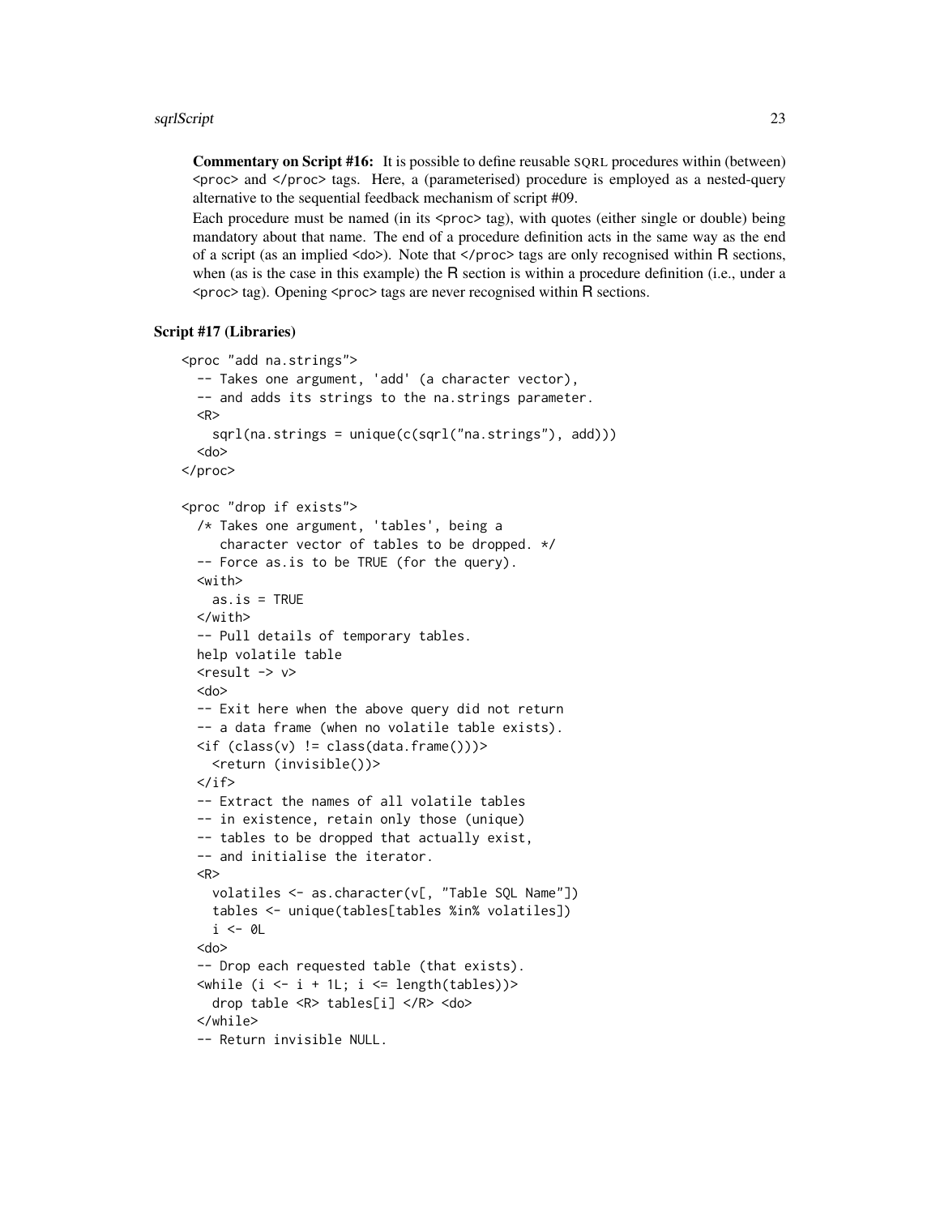**Commentary on Script #16:** It is possible to define reusable SQRL procedures within (between) `<proc>` and `</proc>` tags. Here, a (parameterised) procedure is employed as a nested-query alternative to the sequential feedback mechanism of script #09.

Each procedure must be named (in its `<proc>` tag), with quotes (either single or double) being mandatory about that name. The end of a procedure definition acts in the same way as the end of a script (as an implied `<do>`). Note that `</proc>` tags are only recognised within R sections, when (as is the case in this example) the R section is within a procedure definition (i.e., under a `<proc>` tag). Opening `<proc>` tags are never recognised within R sections.

### Script #17 (Libraries)

```
<proc "add na.strings">
  -- Takes one argument, 'add' (a character vector),
  -- and adds its strings to the na.strings parameter.
  <R>
    sqrl(na.strings = unique(c(sqrl("na.strings"), add)))
  <do>
</proc>

<proc "drop if exists">
  /* Takes one argument, 'tables', being a
     character vector of tables to be dropped. */
  -- Force as.is to be TRUE (for the query).
  <with>
    as.is = TRUE
  </with>
  -- Pull details of temporary tables.
  help volatile table
  <result -> v>
  <do>
  -- Exit here when the above query did not return
  -- a data frame (when no volatile table exists).
  <if (class(v) != class(data.frame()))>
    <return (invisible())>
  </if>
  -- Extract the names of all volatile tables
  -- in existence, retain only those (unique)
  -- tables to be dropped that actually exist,
  -- and initialise the iterator.
  <R>
    volatiles <- as.character(v[, "Table SQL Name"])
    tables <- unique(tables[tables %in% volatiles])
    i <- 0L
  <do>
  -- Drop each requested table (that exists).
  <while (i <- i + 1L; i <= length(tables))>
    drop table <R> tables[i] </R> <do>
  </while>
  -- Return invisible NULL.
```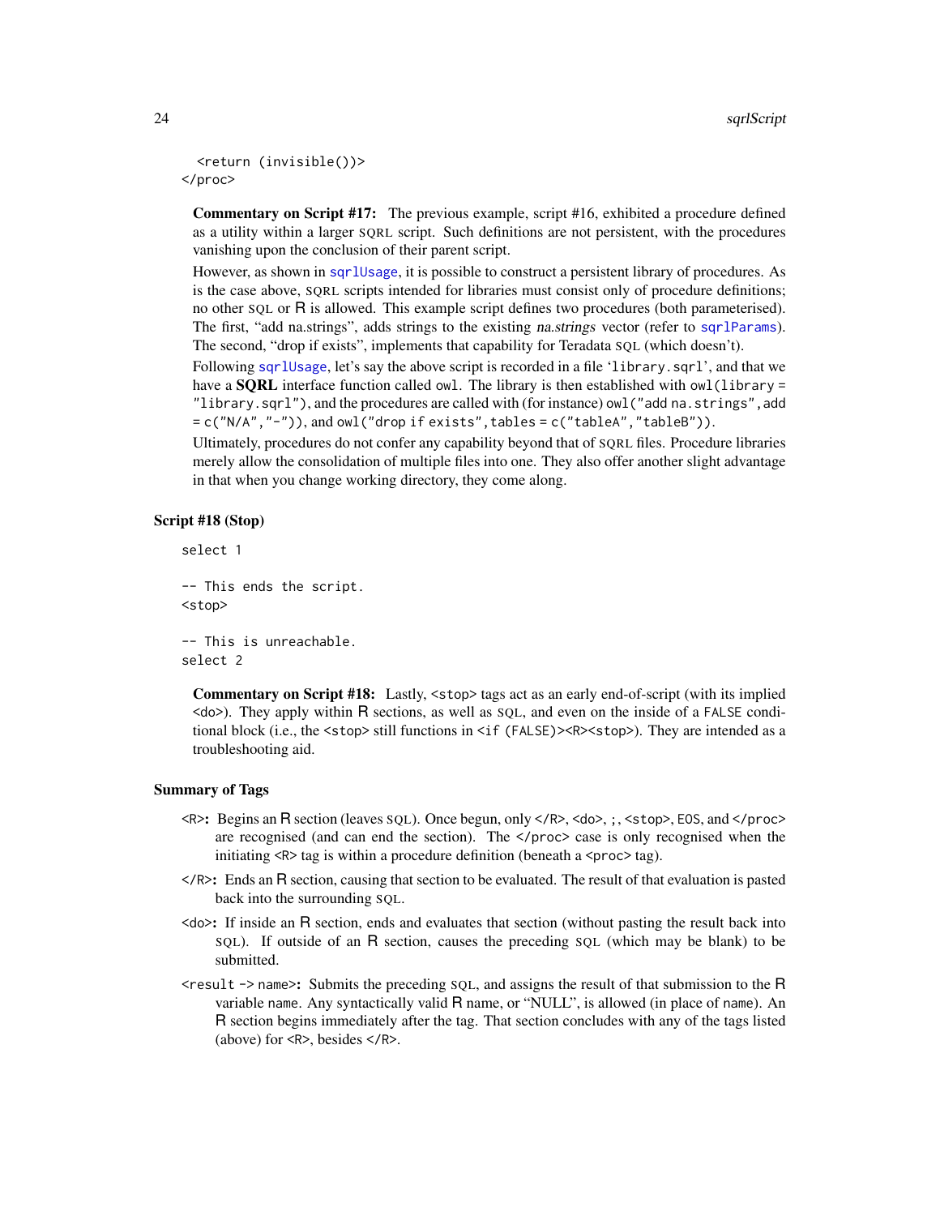```
  <return (invisible())>
</proc>
```

**Commentary on Script #17:** The previous example, script #16, exhibited a procedure defined as a utility within a larger SQRL script. Such definitions are not persistent, with the procedures vanishing upon the conclusion of their parent script.

However, as shown in sqrlUsage, it is possible to construct a persistent library of procedures. As is the case above, SQRL scripts intended for libraries must consist only of procedure definitions; no other SQL or R is allowed. This example script defines two procedures (both parameterised). The first, "add na.strings", adds strings to the existing *na.strings* vector (refer to sqrlParams). The second, "drop if exists", implements that capability for Teradata SQL (which doesn't).

Following sqrlUsage, let's say the above script is recorded in a file 'library.sqrl', and that we have a **SQRL** interface function called `owl`. The library is then established with `owl(library = "library.sqrl")`, and the procedures are called with (for instance) `owl("add na.strings",add = c("N/A","-"))`, and `owl("drop if exists",tables = c("tableA","tableB"))`.

Ultimately, procedures do not confer any capability beyond that of SQRL files. Procedure libraries merely allow the consolidation of multiple files into one. They also offer another slight advantage in that when you change working directory, they come along.

### Script #18 (Stop)

```
select 1

-- This ends the script.
<stop>

-- This is unreachable.
select 2
```

**Commentary on Script #18:** Lastly, `<stop>` tags act as an early end-of-script (with its implied `<do>`). They apply within R sections, as well as SQL, and even on the inside of a FALSE conditional block (i.e., the `<stop>` still functions in `<if (FALSE)><R><stop>`). They are intended as a troubleshooting aid.

### Summary of Tags

**`<R>`:** Begins an R section (leaves SQL). Once begun, only `</R>`, `<do>`, `;`, `<stop>`, EOS, and `</proc>` are recognised (and can end the section). The `</proc>` case is only recognised when the initiating `<R>` tag is within a procedure definition (beneath a `<proc>` tag).

**`</R>`:** Ends an R section, causing that section to be evaluated. The result of that evaluation is pasted back into the surrounding SQL.

**`<do>`:** If inside an R section, ends and evaluates that section (without pasting the result back into SQL). If outside of an R section, causes the preceding SQL (which may be blank) to be submitted.

**`<result -> name>`:** Submits the preceding SQL, and assigns the result of that submission to the R variable `name`. Any syntactically valid R name, or "NULL", is allowed (in place of `name`). An R section begins immediately after the tag. That section concludes with any of the tags listed (above) for `<R>`, besides `</R>`.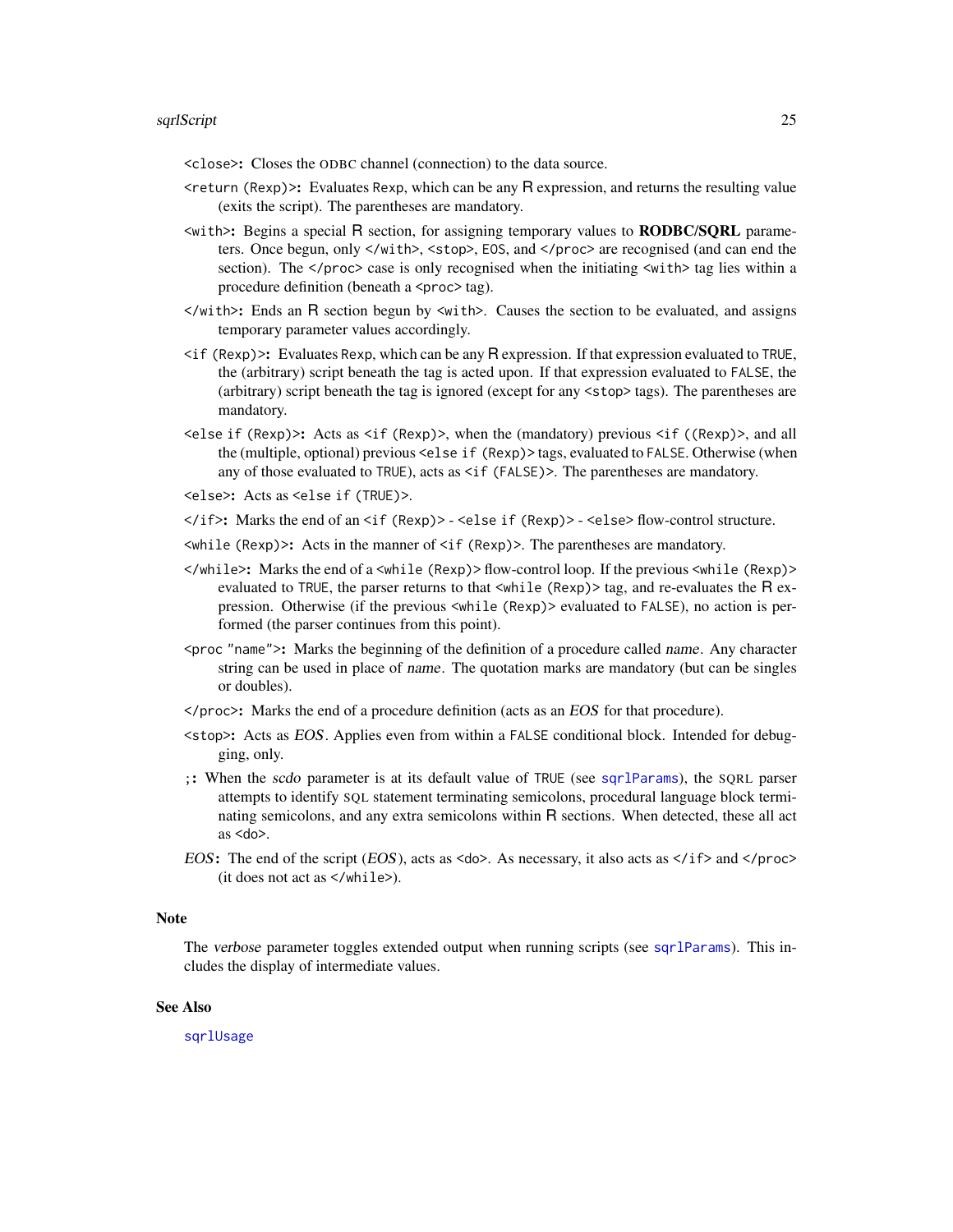**`<close>`:** Closes the ODBC channel (connection) to the data source.

**`<return (Rexp)>`:** Evaluates `Rexp`, which can be any R expression, and returns the resulting value (exits the script). The parentheses are mandatory.

**`<with>`:** Begins a special R section, for assigning temporary values to **RODBC/SQRL** parameters. Once begun, only `</with>`, `<stop>`, `EOS`, and `</proc>` are recognised (and can end the section). The `</proc>` case is only recognised when the initiating `<with>` tag lies within a procedure definition (beneath a `<proc>` tag).

**`</with>`:** Ends an R section begun by `<with>`. Causes the section to be evaluated, and assigns temporary parameter values accordingly.

**`<if (Rexp)>`:** Evaluates `Rexp`, which can be any R expression. If that expression evaluated to `TRUE`, the (arbitrary) script beneath the tag is acted upon. If that expression evaluated to `FALSE`, the (arbitrary) script beneath the tag is ignored (except for any `<stop>` tags). The parentheses are mandatory.

**`<else if (Rexp)>`:** Acts as `<if (Rexp)>`, when the (mandatory) previous `<if ((Rexp)>`, and all the (multiple, optional) previous `<else if (Rexp)>` tags, evaluated to `FALSE`. Otherwise (when any of those evaluated to `TRUE`), acts as `<if (FALSE)>`. The parentheses are mandatory.

**`<else>`:** Acts as `<else if (TRUE)>`.

**`</if>`:** Marks the end of an `<if (Rexp)>` - `<else if (Rexp)>` - `<else>` flow-control structure.

**`<while (Rexp)>`:** Acts in the manner of `<if (Rexp)>`. The parentheses are mandatory.

**`</while>`:** Marks the end of a `<while (Rexp)>` flow-control loop. If the previous `<while (Rexp)>` evaluated to `TRUE`, the parser returns to that `<while (Rexp)>` tag, and re-evaluates the R expression. Otherwise (if the previous `<while (Rexp)>` evaluated to `FALSE`), no action is performed (the parser continues from this point).

**`<proc "name">`:** Marks the beginning of the definition of a procedure called *name*. Any character string can be used in place of *name*. The quotation marks are mandatory (but can be singles or doubles).

**`</proc>`:** Marks the end of a procedure definition (acts as an *EOS* for that procedure).

**`<stop>`:** Acts as *EOS*. Applies even from within a `FALSE` conditional block. Intended for debugging, only.

**`;`:** When the *scdo* parameter is at its default value of `TRUE` (see `sqrlParams`), the SQRL parser attempts to identify SQL statement terminating semicolons, procedural language block terminating semicolons, and any extra semicolons within R sections. When detected, these all act as `<do>`.

***EOS*:** The end of the script (*EOS*), acts as `<do>`. As necessary, it also acts as `</if>` and `</proc>` (it does not act as `</while>`).

## Note

The *verbose* parameter toggles extended output when running scripts (see `sqrlParams`). This includes the display of intermediate values.

## See Also

`sqrlUsage`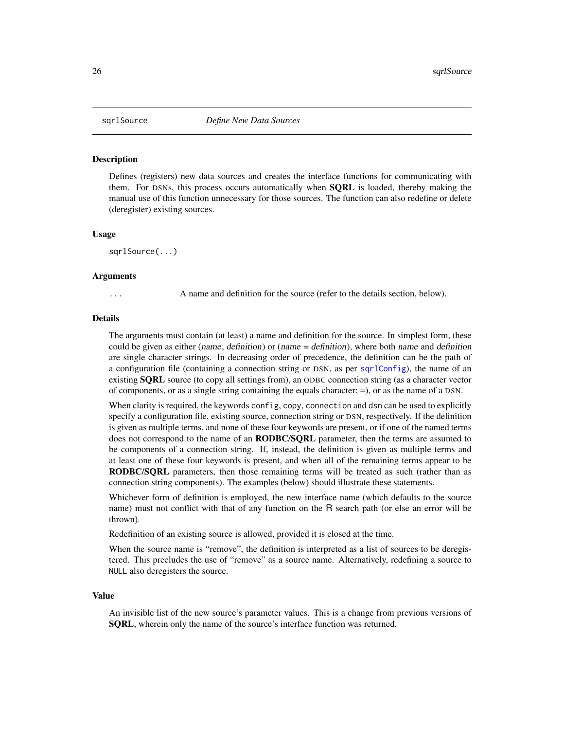# sqrlSource — *Define New Data Sources*

## Description

Defines (registers) new data sources and creates the interface functions for communicating with them. For DSNs, this process occurs automatically when **SQRL** is loaded, thereby making the manual use of this function unnecessary for those sources. The function can also redefine or delete (deregister) existing sources.

## Usage

```
sqrlSource(...)
```

## Arguments

| | |
|---|---|
| `...` | A name and definition for the source (refer to the details section, below). |

## Details

The arguments must contain (at least) a name and definition for the source. In simplest form, these could be given as either (*name*, *definition*) or (*name* = *definition*), where both *name* and *definition* are single character strings. In decreasing order of precedence, the definition can be the path of a configuration file (containing a connection string or DSN, as per `sqrlConfig`), the name of an existing **SQRL** source (to copy all settings from), an ODBC connection string (as a character vector of components, or as a single string containing the equals character; =), or as the name of a DSN.

When clarity is required, the keywords `config`, `copy`, `connection` and `dsn` can be used to explicitly specify a configuration file, existing source, connection string or DSN, respectively. If the definition is given as multiple terms, and none of these four keywords are present, or if one of the named terms does not correspond to the name of an **RODBC/SQRL** parameter, then the terms are assumed to be components of a connection string. If, instead, the definition is given as multiple terms and at least one of these four keywords is present, and when all of the remaining terms appear to be **RODBC/SQRL** parameters, then those remaining terms will be treated as such (rather than as connection string components). The examples (below) should illustrate these statements.

Whichever form of definition is employed, the new interface name (which defaults to the source name) must not conflict with that of any function on the R search path (or else an error will be thrown).

Redefinition of an existing source is allowed, provided it is closed at the time.

When the source name is "remove", the definition is interpreted as a list of sources to be deregistered. This precludes the use of "remove" as a source name. Alternatively, redefining a source to `NULL` also deregisters the source.

## Value

An invisible list of the new source's parameter values. This is a change from previous versions of **SQRL**, wherein only the name of the source's interface function was returned.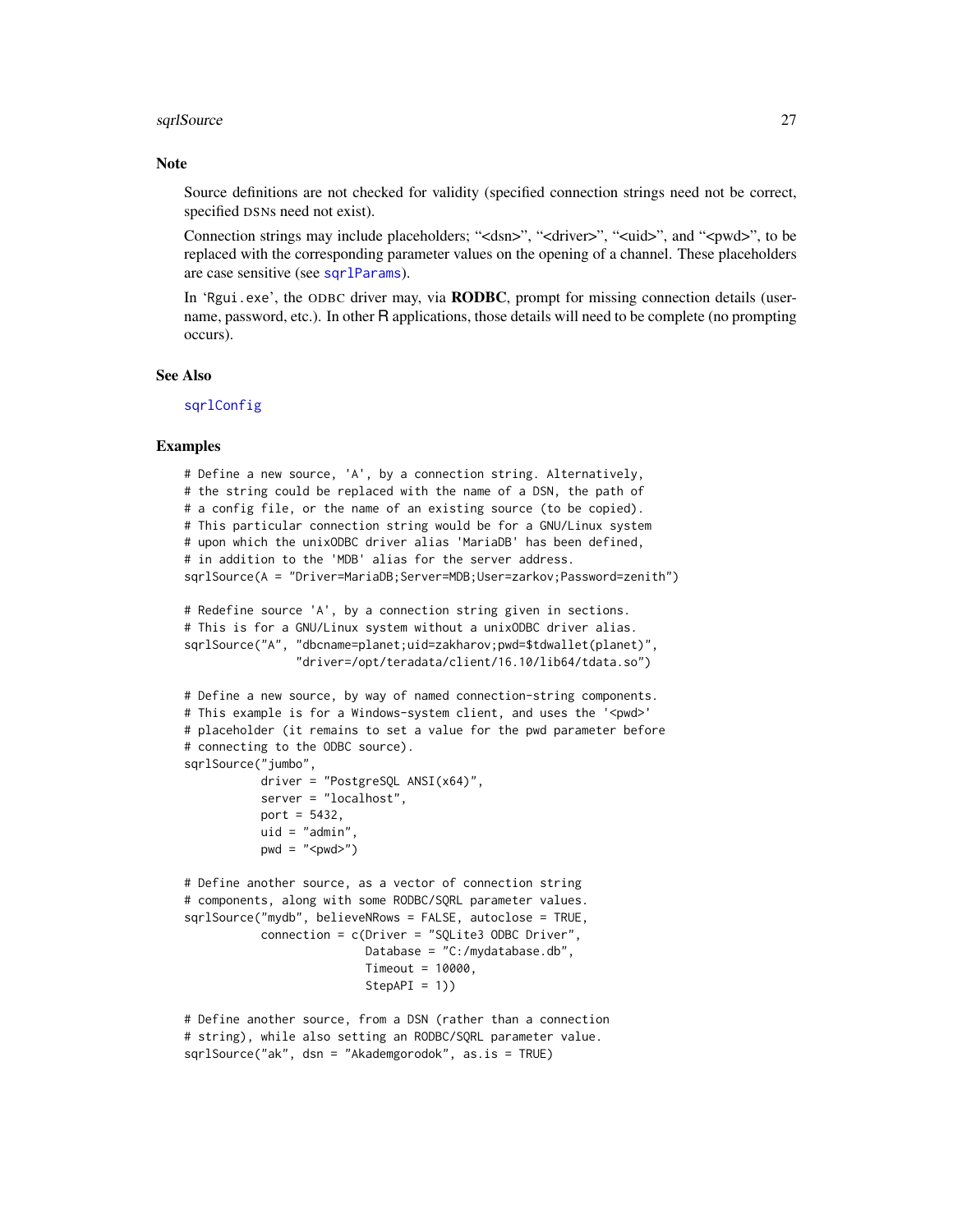## Note

Source definitions are not checked for validity (specified connection strings need not be correct, specified DSNs need not exist).

Connection strings may include placeholders; "<dsn>", "<driver>", "<uid>", and "<pwd>", to be replaced with the corresponding parameter values on the opening of a channel. These placeholders are case sensitive (see `sqrlParams`).

In 'Rgui.exe', the ODBC driver may, via **RODBC**, prompt for missing connection details (username, password, etc.). In other R applications, those details will need to be complete (no prompting occurs).

## See Also

`sqrlConfig`

## Examples

```
# Define a new source, 'A', by a connection string. Alternatively,
# the string could be replaced with the name of a DSN, the path of
# a config file, or the name of an existing source (to be copied).
# This particular connection string would be for a GNU/Linux system
# upon which the unixODBC driver alias 'MariaDB' has been defined,
# in addition to the 'MDB' alias for the server address.
sqrlSource(A = "Driver=MariaDB;Server=MDB;User=zarkov;Password=zenith")

# Redefine source 'A', by a connection string given in sections.
# This is for a GNU/Linux system without a unixODBC driver alias.
sqrlSource("A", "dbcname=planet;uid=zakharov;pwd=$tdwallet(planet)",
                "driver=/opt/teradata/client/16.10/lib64/tdata.so")

# Define a new source, by way of named connection-string components.
# This example is for a Windows-system client, and uses the '<pwd>'
# placeholder (it remains to set a value for the pwd parameter before
# connecting to the ODBC source).
sqrlSource("jumbo",
           driver = "PostgreSQL ANSI(x64)",
           server = "localhost",
           port = 5432,
           uid = "admin",
           pwd = "<pwd>")

# Define another source, as a vector of connection string
# components, along with some RODBC/SQRL parameter values.
sqrlSource("mydb", believeNRows = FALSE, autoclose = TRUE,
           connection = c(Driver = "SQLite3 ODBC Driver",
                          Database = "C:/mydatabase.db",
                          Timeout = 10000,
                          StepAPI = 1))

# Define another source, from a DSN (rather than a connection
# string), while also setting an RODBC/SQRL parameter value.
sqrlSource("ak", dsn = "Akademgorodok", as.is = TRUE)
```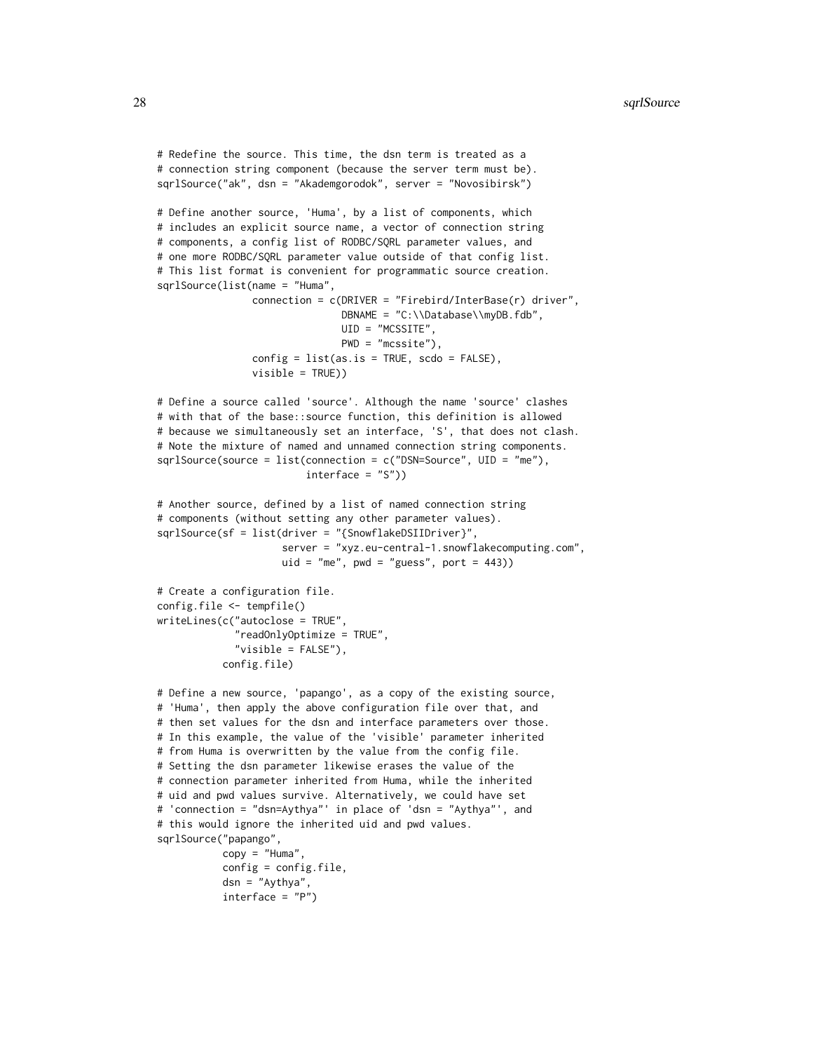```
# Redefine the source. This time, the dsn term is treated as a
# connection string component (because the server term must be).
sqrlSource("ak", dsn = "Akademgorodok", server = "Novosibirsk")

# Define another source, 'Huma', by a list of components, which
# includes an explicit source name, a vector of connection string
# components, a config list of RODBC/SQRL parameter values, and
# one more RODBC/SQRL parameter value outside of that config list.
# This list format is convenient for programmatic source creation.
sqrlSource(list(name = "Huma",
                connection = c(DRIVER = "Firebird/InterBase(r) driver",
                               DBNAME = "C:\\Database\\myDB.fdb",
                               UID = "MCSSITE",
                               PWD = "mcssite"),
                config = list(as.is = TRUE, scdo = FALSE),
                visible = TRUE))

# Define a source called 'source'. Although the name 'source' clashes
# with that of the base::source function, this definition is allowed
# because we simultaneously set an interface, 'S', that does not clash.
# Note the mixture of named and unnamed connection string components.
sqrlSource(source = list(connection = c("DSN=Source", UID = "me"),
                         interface = "S"))

# Another source, defined by a list of named connection string
# components (without setting any other parameter values).
sqrlSource(sf = list(driver = "{SnowflakeDSIIDriver}",
                     server = "xyz.eu-central-1.snowflakecomputing.com",
                     uid = "me", pwd = "guess", port = 443))

# Create a configuration file.
config.file <- tempfile()
writeLines(c("autoclose = TRUE",
             "readOnlyOptimize = TRUE",
             "visible = FALSE"),
           config.file)

# Define a new source, 'papango', as a copy of the existing source,
# 'Huma', then apply the above configuration file over that, and
# then set values for the dsn and interface parameters over those.
# In this example, the value of the 'visible' parameter inherited
# from Huma is overwritten by the value from the config file.
# Setting the dsn parameter likewise erases the value of the
# connection parameter inherited from Huma, while the inherited
# uid and pwd values survive. Alternatively, we could have set
# 'connection = "dsn=Aythya"' in place of 'dsn = "Aythya"', and
# this would ignore the inherited uid and pwd values.
sqrlSource("papango",
           copy = "Huma",
           config = config.file,
           dsn = "Aythya",
           interface = "P")
```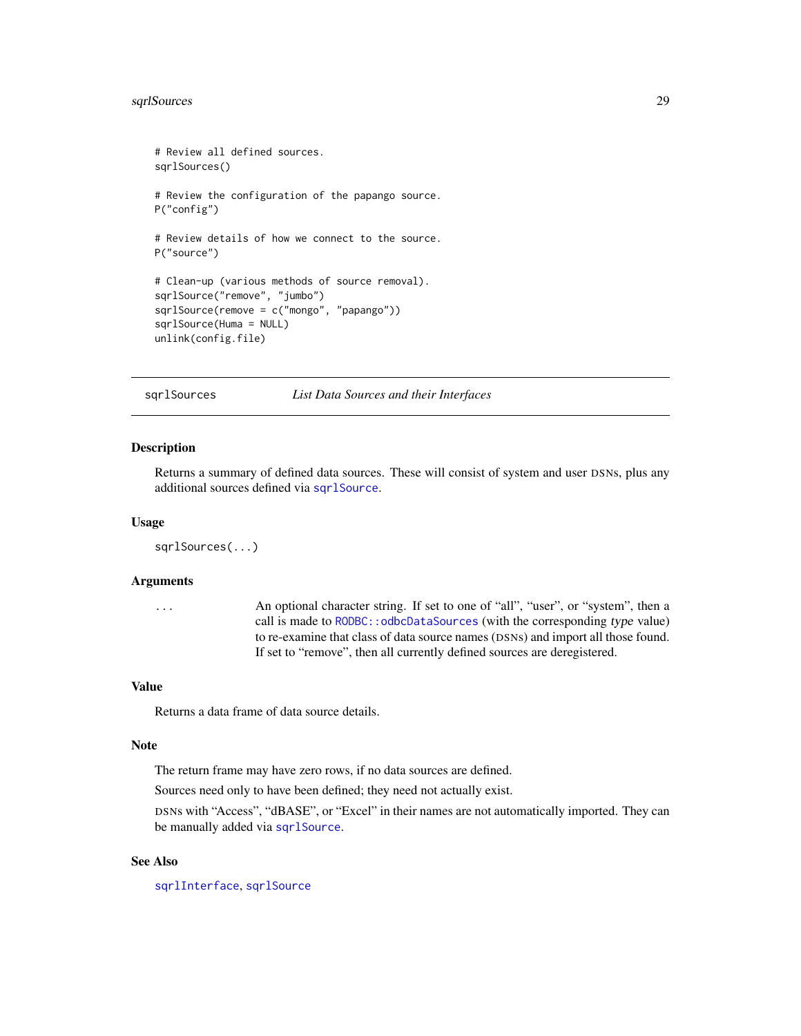```
# Review all defined sources.
sqrlSources()

# Review the configuration of the papango source.
P("config")

# Review details of how we connect to the source.
P("source")

# Clean-up (various methods of source removal).
sqrlSource("remove", "jumbo")
sqrlSource(remove = c("mongo", "papango"))
sqrlSource(Huma = NULL)
unlink(config.file)
```

---

## sqrlSources — *List Data Sources and their Interfaces*

---

### Description

Returns a summary of defined data sources. These will consist of system and user DSNs, plus any additional sources defined via `sqrlSource`.

### Usage

```
sqrlSources(...)
```

### Arguments

| | |
|---|---|
| `...` | An optional character string. If set to one of "all", "user", or "system", then a call is made to `RODBC::odbcDataSources` (with the corresponding *type* value) to re-examine that class of data source names (DSNs) and import all those found. If set to "remove", then all currently defined sources are deregistered. |

### Value

Returns a data frame of data source details.

### Note

The return frame may have zero rows, if no data sources are defined.

Sources need only to have been defined; they need not actually exist.

DSNs with "Access", "dBASE", or "Excel" in their names are not automatically imported. They can be manually added via `sqrlSource`.

### See Also

`sqrlInterface`, `sqrlSource`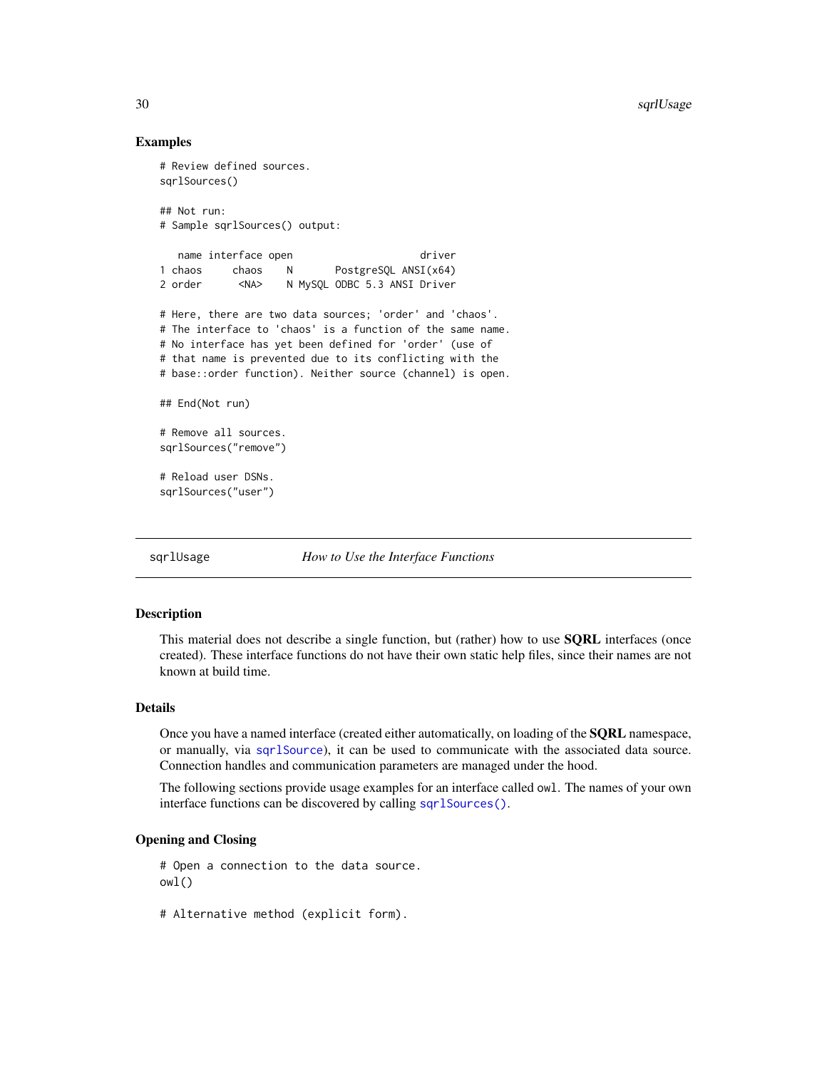## Examples

```
# Review defined sources.
sqrlSources()

## Not run:
# Sample sqrlSources() output:

   name interface open                    driver
1 chaos     chaos    N       PostgreSQL ANSI(x64)
2 order      <NA>    N MySQL ODBC 5.3 ANSI Driver

# Here, there are two data sources; 'order' and 'chaos'.
# The interface to 'chaos' is a function of the same name.
# No interface has yet been defined for 'order' (use of
# that name is prevented due to its conflicting with the
# base::order function). Neither source (channel) is open.

## End(Not run)

# Remove all sources.
sqrlSources("remove")

# Reload user DSNs.
sqrlSources("user")
```

---

sqrlUsage &emsp;&emsp;&emsp; *How to Use the Interface Functions*

---

## Description

This material does not describe a single function, but (rather) how to use **SQRL** interfaces (once created). These interface functions do not have their own static help files, since their names are not known at build time.

## Details

Once you have a named interface (created either automatically, on loading of the **SQRL** namespace, or manually, via `sqrlSource`), it can be used to communicate with the associated data source. Connection handles and communication parameters are managed under the hood.

The following sections provide usage examples for an interface called `owl`. The names of your own interface functions can be discovered by calling `sqrlSources()`.

## Opening and Closing

```
# Open a connection to the data source.
owl()

# Alternative method (explicit form).
```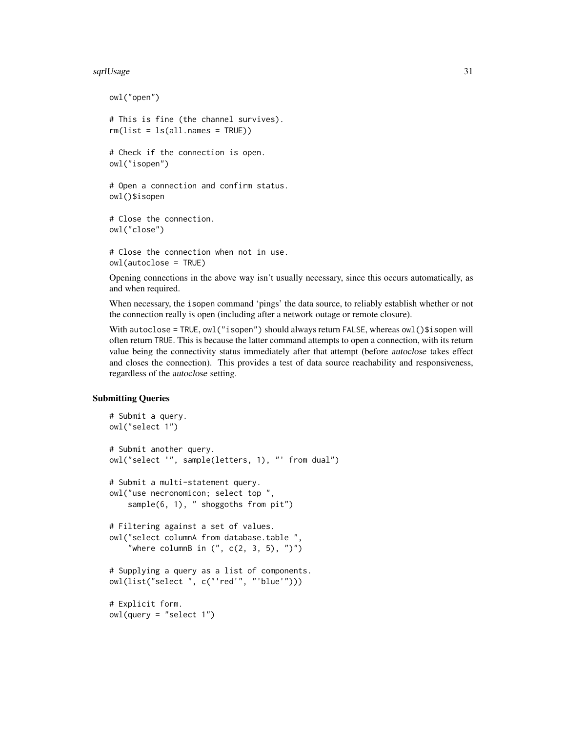```
owl("open")

# This is fine (the channel survives).
rm(list = ls(all.names = TRUE))

# Check if the connection is open.
owl("isopen")

# Open a connection and confirm status.
owl()$isopen

# Close the connection.
owl("close")

# Close the connection when not in use.
owl(autoclose = TRUE)
```

Opening connections in the above way isn't usually necessary, since this occurs automatically, as and when required.

When necessary, the `isopen` command 'pings' the data source, to reliably establish whether or not the connection really is open (including after a network outage or remote closure).

With `autoclose = TRUE`, `owl("isopen")` should always return `FALSE`, whereas `owl()$isopen` will often return `TRUE`. This is because the latter command attempts to open a connection, with its return value being the connectivity status immediately after that attempt (before *autoclose* takes effect and closes the connection). This provides a test of data source reachability and responsiveness, regardless of the *autoclose* setting.

## Submitting Queries

```
# Submit a query.
owl("select 1")

# Submit another query.
owl("select '", sample(letters, 1), "' from dual")

# Submit a multi-statement query.
owl("use necronomicon; select top ",
    sample(6, 1), " shoggoths from pit")

# Filtering against a set of values.
owl("select columnA from database.table ",
    "where columnB in (", c(2, 3, 5), ")")

# Supplying a query as a list of components.
owl(list("select ", c("'red'", "'blue'")))

# Explicit form.
owl(query = "select 1")
```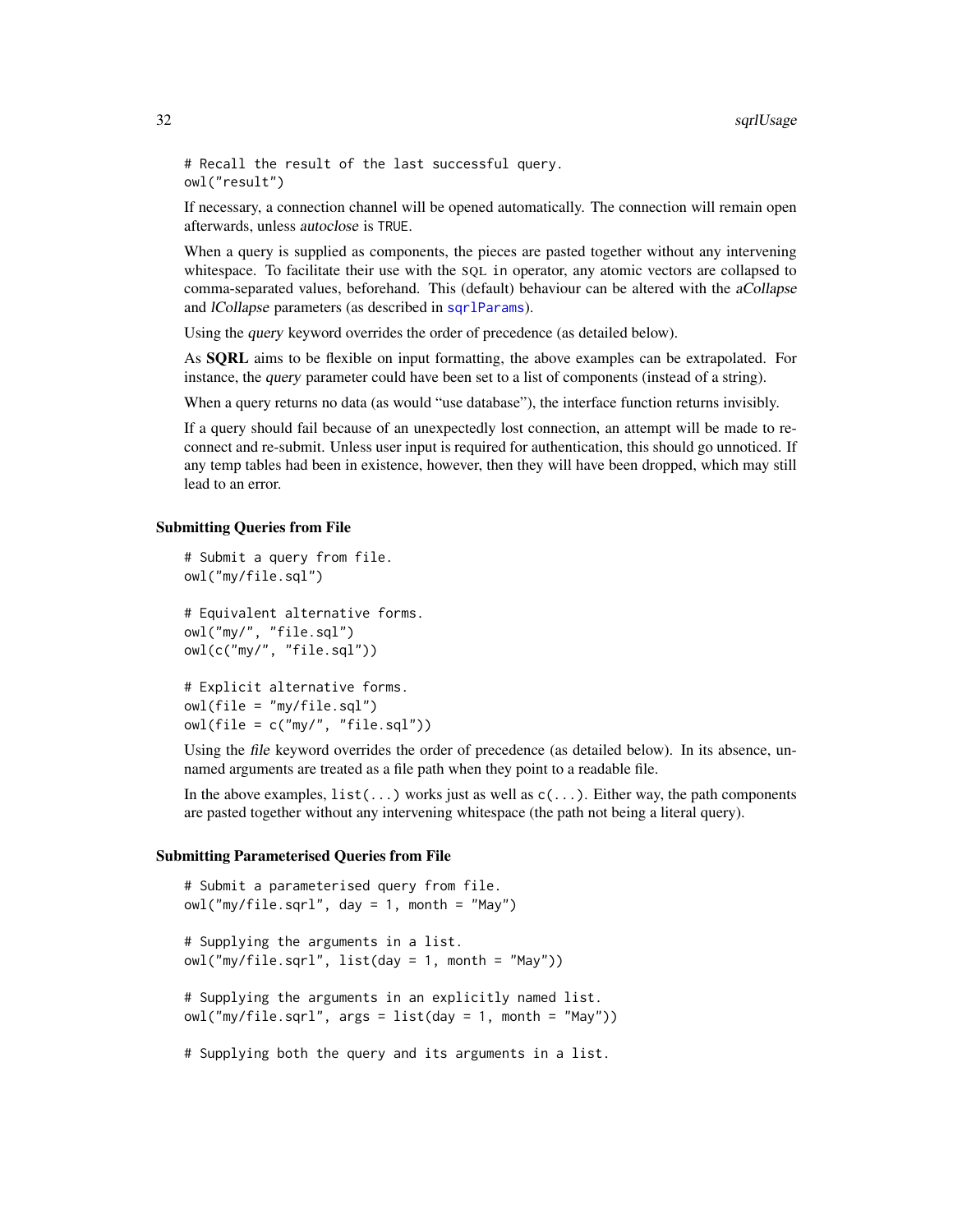```
# Recall the result of the last successful query.
owl("result")
```

If necessary, a connection channel will be opened automatically. The connection will remain open afterwards, unless *autoclose* is TRUE.

When a query is supplied as components, the pieces are pasted together without any intervening whitespace. To facilitate their use with the SQL in operator, any atomic vectors are collapsed to comma-separated values, beforehand. This (default) behaviour can be altered with the *aCollapse* and *lCollapse* parameters (as described in sqrlParams).

Using the *query* keyword overrides the order of precedence (as detailed below).

As **SQRL** aims to be flexible on input formatting, the above examples can be extrapolated. For instance, the *query* parameter could have been set to a list of components (instead of a string).

When a query returns no data (as would "use database"), the interface function returns invisibly.

If a query should fail because of an unexpectedly lost connection, an attempt will be made to reconnect and re-submit. Unless user input is required for authentication, this should go unnoticed. If any temp tables had been in existence, however, then they will have been dropped, which may still lead to an error.

### Submitting Queries from File

```
# Submit a query from file.
owl("my/file.sql")

# Equivalent alternative forms.
owl("my/", "file.sql")
owl(c("my/", "file.sql"))

# Explicit alternative forms.
owl(file = "my/file.sql")
owl(file = c("my/", "file.sql"))
```

Using the *file* keyword overrides the order of precedence (as detailed below). In its absence, unnamed arguments are treated as a file path when they point to a readable file.

In the above examples, `list(...)` works just as well as `c(...)`. Either way, the path components are pasted together without any intervening whitespace (the path not being a literal query).

### Submitting Parameterised Queries from File

```
# Submit a parameterised query from file.
owl("my/file.sqrl", day = 1, month = "May")

# Supplying the arguments in a list.
owl("my/file.sqrl", list(day = 1, month = "May"))

# Supplying the arguments in an explicitly named list.
owl("my/file.sqrl", args = list(day = 1, month = "May"))

# Supplying both the query and its arguments in a list.
```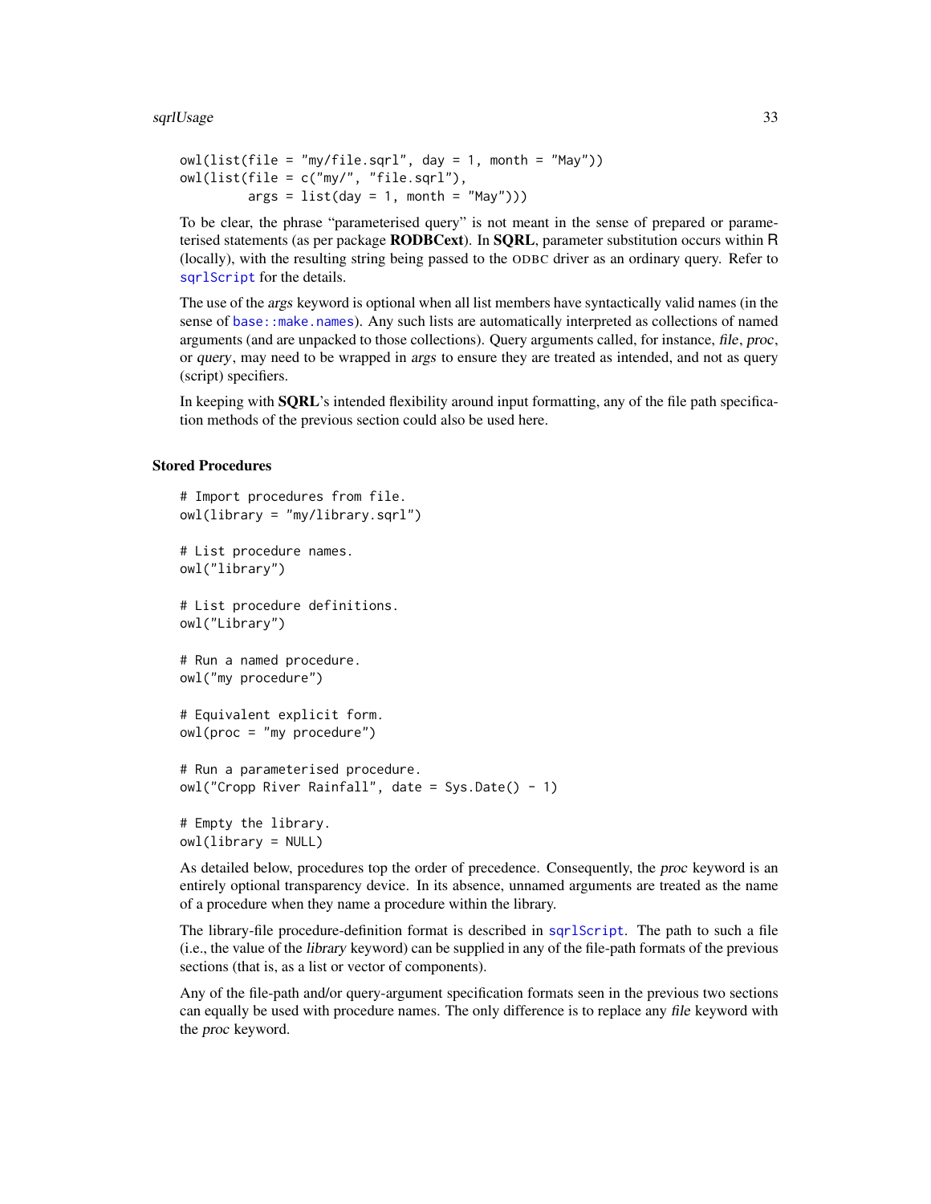```
owl(list(file = "my/file.sqrl", day = 1, month = "May"))
owl(list(file = c("my/", "file.sqrl"),
         args = list(day = 1, month = "May")))
```

To be clear, the phrase "parameterised query" is not meant in the sense of prepared or parameterised statements (as per package **RODBCext**). In **SQRL**, parameter substitution occurs within R (locally), with the resulting string being passed to the ODBC driver as an ordinary query. Refer to `sqrlScript` for the details.

The use of the *args* keyword is optional when all list members have syntactically valid names (in the sense of `base::make.names`). Any such lists are automatically interpreted as collections of named arguments (and are unpacked to those collections). Query arguments called, for instance, *file*, *proc*, or *query*, may need to be wrapped in *args* to ensure they are treated as intended, and not as query (script) specifiers.

In keeping with **SQRL**'s intended flexibility around input formatting, any of the file path specification methods of the previous section could also be used here.

### Stored Procedures

```
# Import procedures from file.
owl(library = "my/library.sqrl")

# List procedure names.
owl("library")

# List procedure definitions.
owl("Library")

# Run a named procedure.
owl("my procedure")

# Equivalent explicit form.
owl(proc = "my procedure")

# Run a parameterised procedure.
owl("Cropp River Rainfall", date = Sys.Date() - 1)

# Empty the library.
owl(library = NULL)
```

As detailed below, procedures top the order of precedence. Consequently, the *proc* keyword is an entirely optional transparency device. In its absence, unnamed arguments are treated as the name of a procedure when they name a procedure within the library.

The library-file procedure-definition format is described in `sqrlScript`. The path to such a file (i.e., the value of the *library* keyword) can be supplied in any of the file-path formats of the previous sections (that is, as a list or vector of components).

Any of the file-path and/or query-argument specification formats seen in the previous two sections can equally be used with procedure names. The only difference is to replace any *file* keyword with the *proc* keyword.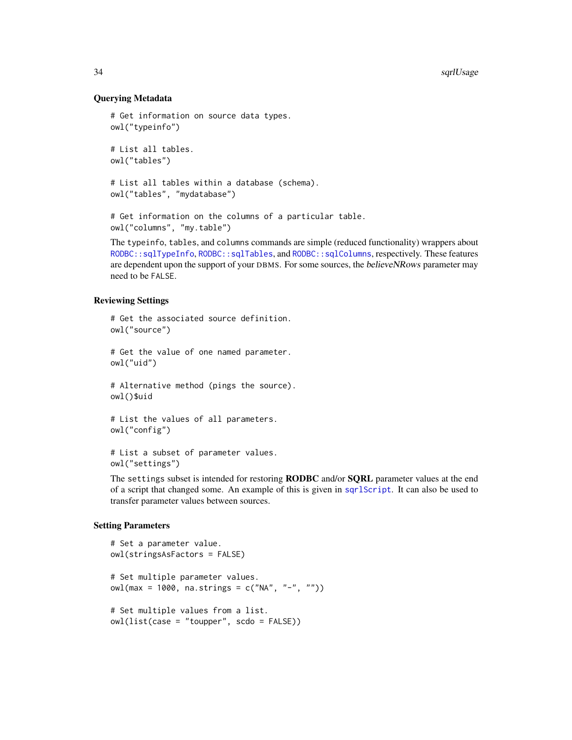### Querying Metadata

```
# Get information on source data types.
owl("typeinfo")

# List all tables.
owl("tables")

# List all tables within a database (schema).
owl("tables", "mydatabase")

# Get information on the columns of a particular table.
owl("columns", "my.table")
```

The `typeinfo`, `tables`, and `columns` commands are simple (reduced functionality) wrappers about `RODBC::sqlTypeInfo`, `RODBC::sqlTables`, and `RODBC::sqlColumns`, respectively. These features are dependent upon the support of your DBMS. For some sources, the *believeNRows* parameter may need to be `FALSE`.

### Reviewing Settings

```
# Get the associated source definition.
owl("source")

# Get the value of one named parameter.
owl("uid")

# Alternative method (pings the source).
owl()$uid

# List the values of all parameters.
owl("config")

# List a subset of parameter values.
owl("settings")
```

The `settings` subset is intended for restoring **RODBC** and/or **SQRL** parameter values at the end of a script that changed some. An example of this is given in `sqrlScript`. It can also be used to transfer parameter values between sources.

### Setting Parameters

```
# Set a parameter value.
owl(stringsAsFactors = FALSE)

# Set multiple parameter values.
owl(max = 1000, na.strings = c("NA", "-", ""))

# Set multiple values from a list.
owl(list(case = "toupper", scdo = FALSE))
```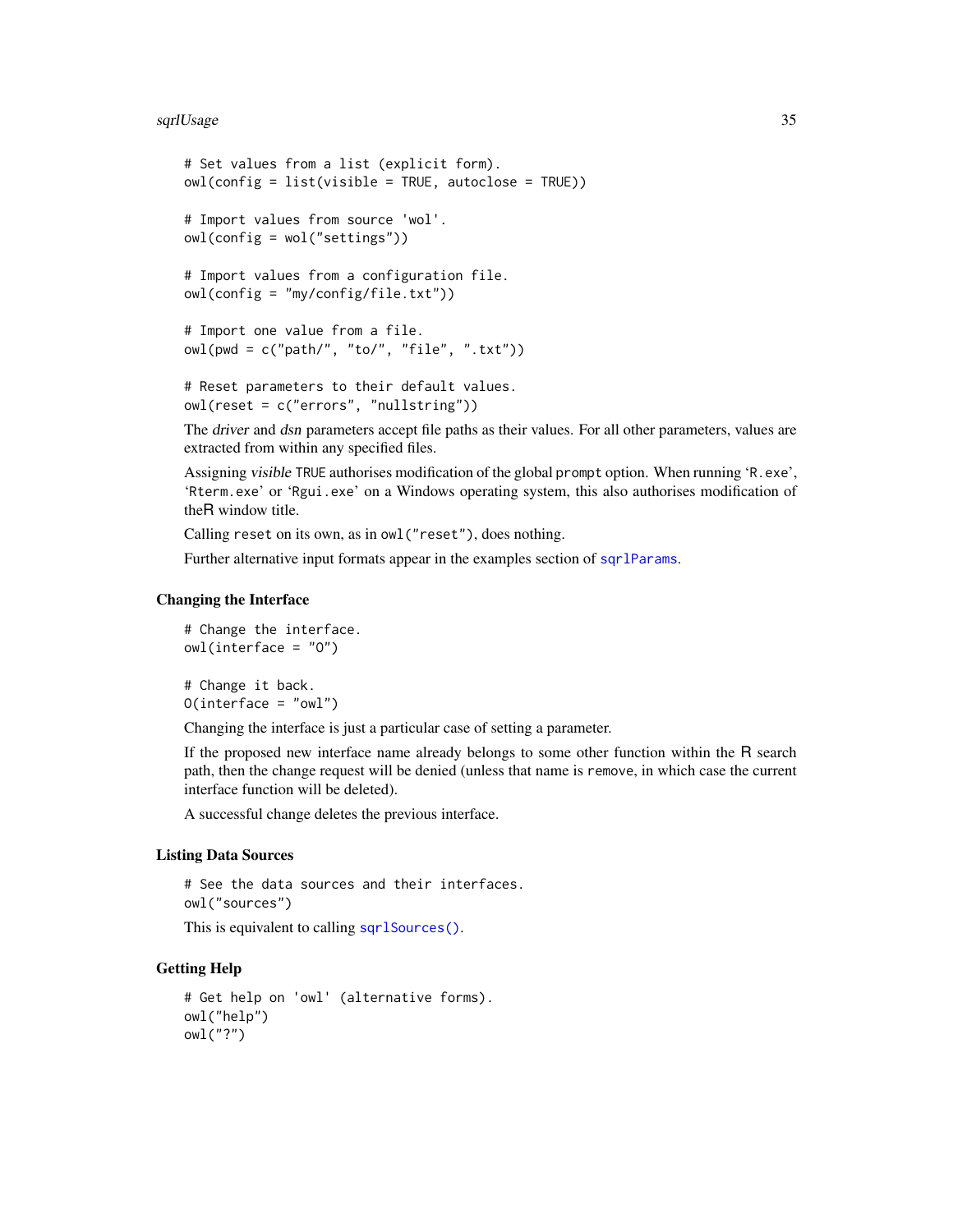```
# Set values from a list (explicit form).
owl(config = list(visible = TRUE, autoclose = TRUE))

# Import values from source 'wol'.
owl(config = wol("settings"))

# Import values from a configuration file.
owl(config = "my/config/file.txt"))

# Import one value from a file.
owl(pwd = c("path/", "to/", "file", ".txt"))

# Reset parameters to their default values.
owl(reset = c("errors", "nullstring"))
```

The *driver* and *dsn* parameters accept file paths as their values. For all other parameters, values are extracted from within any specified files.

Assigning *visible* `TRUE` authorises modification of the global `prompt` option. When running ‘`R.exe`’, ‘`Rterm.exe`’ or ‘`Rgui.exe`’ on a Windows operating system, this also authorises modification of theR window title.

Calling `reset` on its own, as in `owl("reset")`, does nothing.

Further alternative input formats appear in the examples section of `sqrlParams`.

### Changing the Interface

```
# Change the interface.
owl(interface = "O")

# Change it back.
O(interface = "owl")
```

Changing the interface is just a particular case of setting a parameter.

If the proposed new interface name already belongs to some other function within the R search path, then the change request will be denied (unless that name is `remove`, in which case the current interface function will be deleted).

A successful change deletes the previous interface.

### Listing Data Sources

```
# See the data sources and their interfaces.
owl("sources")
```

This is equivalent to calling `sqrlSources()`.

### Getting Help

```
# Get help on 'owl' (alternative forms).
owl("help")
owl("?")
```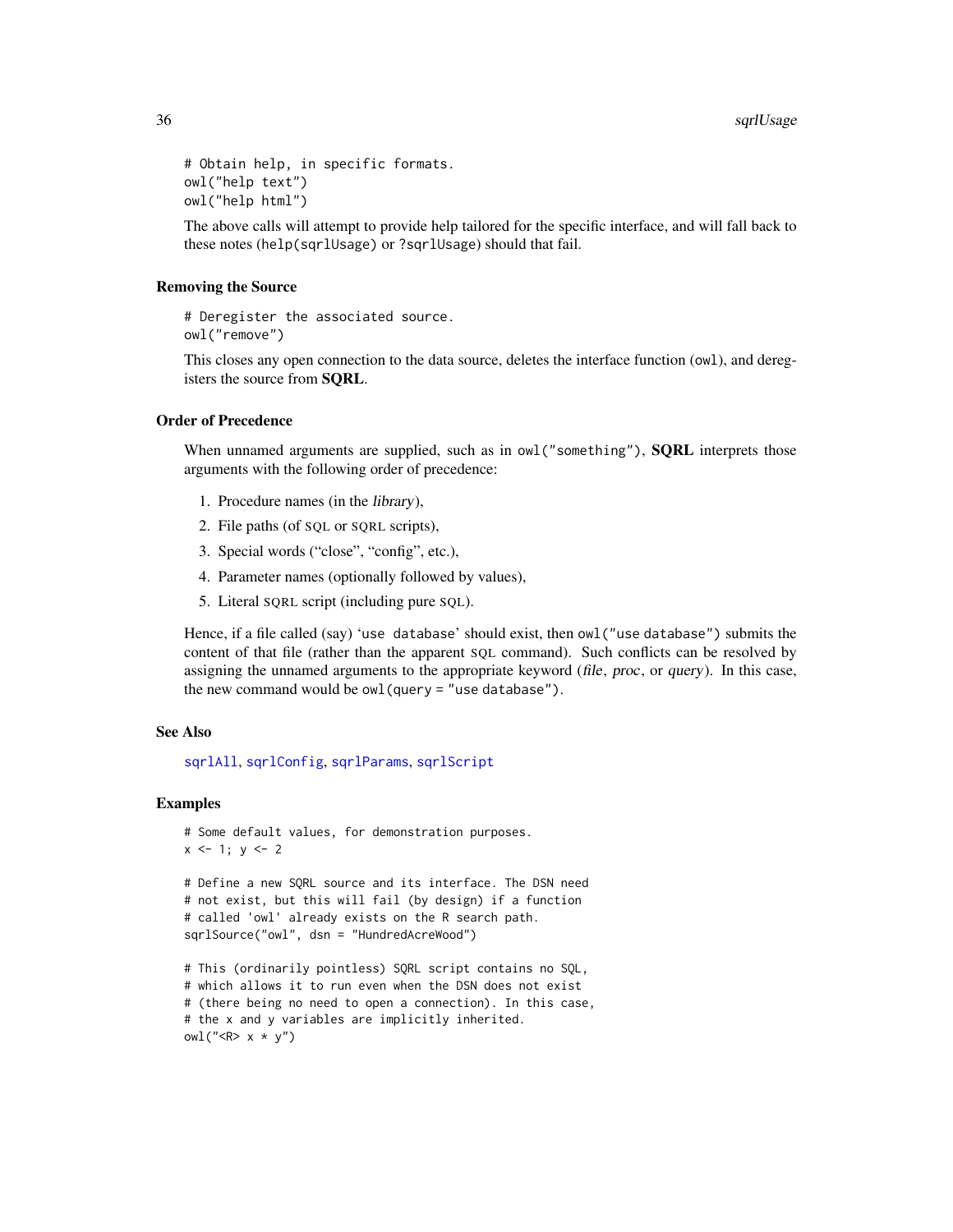```
# Obtain help, in specific formats.
owl("help text")
owl("help html")
```

The above calls will attempt to provide help tailored for the specific interface, and will fall back to these notes (`help(sqrlUsage)` or `?sqrlUsage`) should that fail.

### Removing the Source

```
# Deregister the associated source.
owl("remove")
```

This closes any open connection to the data source, deletes the interface function (`owl`), and deregisters the source from **SQRL**.

### Order of Precedence

When unnamed arguments are supplied, such as in `owl("something")`, **SQRL** interprets those arguments with the following order of precedence:

1. Procedure names (in the *library*),
2. File paths (of SQL or SQRL scripts),
3. Special words ("close", "config", etc.),
4. Parameter names (optionally followed by values),
5. Literal SQRL script (including pure SQL).

Hence, if a file called (say) '`use database`' should exist, then `owl("use database")` submits the content of that file (rather than the apparent SQL command). Such conflicts can be resolved by assigning the unnamed arguments to the appropriate keyword (*file*, *proc*, or *query*). In this case, the new command would be `owl(query = "use database")`.

### See Also

`sqrlAll`, `sqrlConfig`, `sqrlParams`, `sqrlScript`

### Examples

```
# Some default values, for demonstration purposes.
x <- 1; y <- 2

# Define a new SQRL source and its interface. The DSN need
# not exist, but this will fail (by design) if a function
# called 'owl' already exists on the R search path.
sqrlSource("owl", dsn = "HundredAcreWood")

# This (ordinarily pointless) SQRL script contains no SQL,
# which allows it to run even when the DSN does not exist
# (there being no need to open a connection). In this case,
# the x and y variables are implicitly inherited.
owl("<R> x * y")
```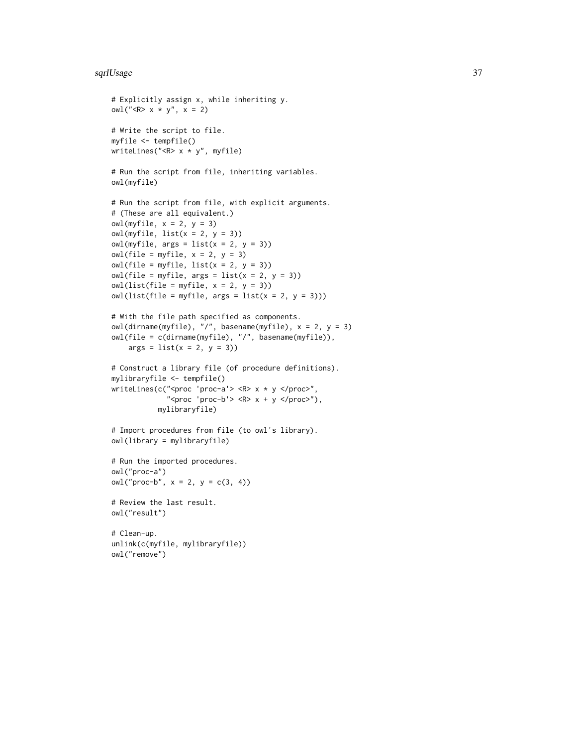```
# Explicitly assign x, while inheriting y.
owl("<R> x * y", x = 2)

# Write the script to file.
myfile <- tempfile()
writeLines("<R> x * y", myfile)

# Run the script from file, inheriting variables.
owl(myfile)

# Run the script from file, with explicit arguments.
# (These are all equivalent.)
owl(myfile, x = 2, y = 3)
owl(myfile, list(x = 2, y = 3))
owl(myfile, args = list(x = 2, y = 3))
owl(file = myfile, x = 2, y = 3)
owl(file = myfile, list(x = 2, y = 3))
owl(file = myfile, args = list(x = 2, y = 3))
owl(list(file = myfile, x = 2, y = 3))
owl(list(file = myfile, args = list(x = 2, y = 3)))

# With the file path specified as components.
owl(dirname(myfile), "/", basename(myfile), x = 2, y = 3)
owl(file = c(dirname(myfile), "/", basename(myfile)),
    args = list(x = 2, y = 3))

# Construct a library file (of procedure definitions).
mylibraryfile <- tempfile()
writeLines(c("<proc 'proc-a'> <R> x * y </proc>",
             "<proc 'proc-b'> <R> x + y </proc>"),
           mylibraryfile)

# Import procedures from file (to owl's library).
owl(library = mylibraryfile)

# Run the imported procedures.
owl("proc-a")
owl("proc-b", x = 2, y = c(3, 4))

# Review the last result.
owl("result")

# Clean-up.
unlink(c(myfile, mylibraryfile))
owl("remove")
```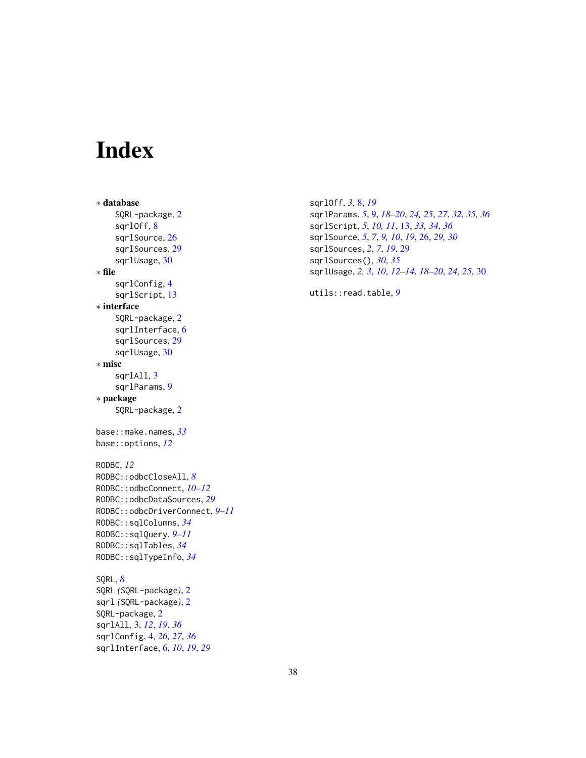# Index

∗ **database**
- SQRL-package, 2
- sqrlOff, 8
- sqrlSource, 26
- sqrlSources, 29
- sqrlUsage, 30

∗ **file**
- sqrlConfig, 4
- sqrlScript, 13

∗ **interface**
- SQRL-package, 2
- sqrlInterface, 6
- sqrlSources, 29
- sqrlUsage, 30

∗ **misc**
- sqrlAll, 3
- sqrlParams, 9

∗ **package**
- SQRL-package, 2

base::make.names, *33*
base::options, *12*

RODBC, *12*
RODBC::odbcCloseAll, *8*
RODBC::odbcConnect, *10–12*
RODBC::odbcDataSources, *29*
RODBC::odbcDriverConnect, *9–11*
RODBC::sqlColumns, *34*
RODBC::sqlQuery, *9–11*
RODBC::sqlTables, *34*
RODBC::sqlTypeInfo, *34*

SQRL, *8*
SQRL *(*SQRL-package*)*, 2
sqrl *(*SQRL-package*)*, 2
SQRL-package, 2
sqrlAll, 3, *12*, *19*, *36*
sqrlConfig, 4, *26, 27*, *36*
sqrlInterface, 6, *10*, *19*, *29*
sqrlOff, *3*, 8, *19*
sqrlParams, *5*, 9, *18–20*, *24, 25*, *27*, *32*, *35, 36*
sqrlScript, *5*, *10, 11*, 13, *33, 34*, *36*
sqrlSource, *5*, *7*, *9, 10*, *19*, 26, *29, 30*
sqrlSources, *2*, *7*, *19*, 29
sqrlSources(), *30*, *35*
sqrlUsage, *2, 3*, *10*, *12–14*, *18–20*, *24, 25*, 30

utils::read.table, *9*